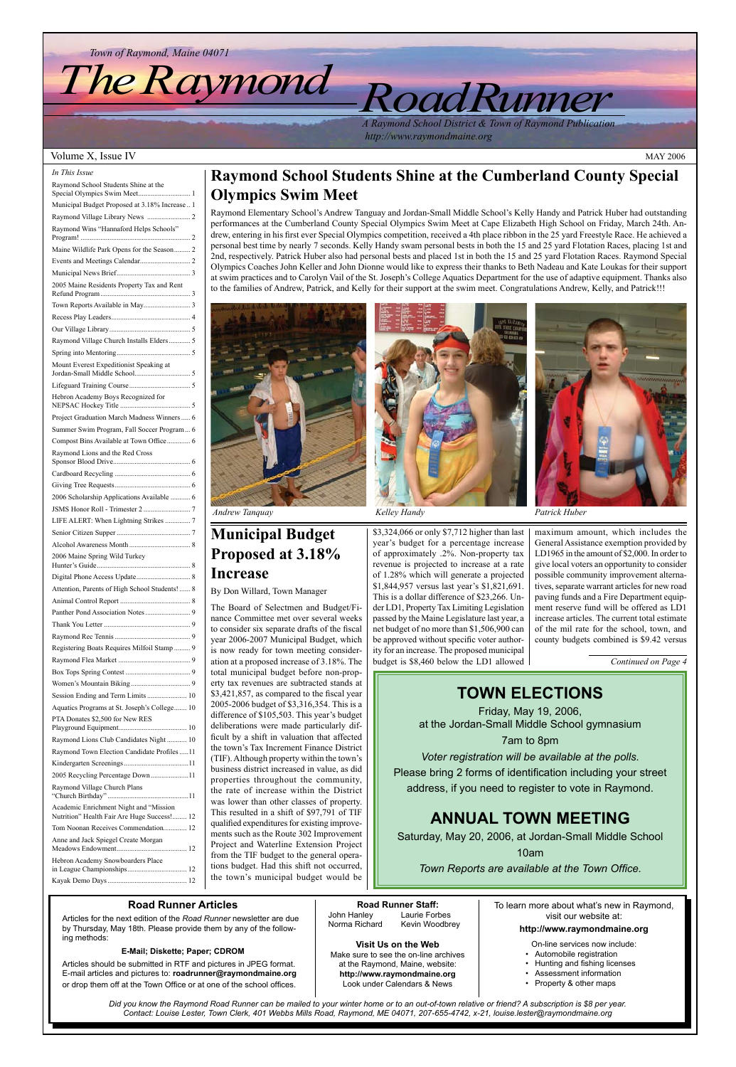*Town of Raymond, Maine 04071*

# The Raymond RoadRunner

*A Raymond School District & Town of Raymond Publication*
*http://www.raymondmaine.org*

Volume X, Issue IV — MAY 2006

*In This Issue*

- Raymond School Students Shine at the Special Olympics Swim Meet .......... 1
- Municipal Budget Proposed at 3.18% Increase .......... 1
- Raymond Village Library News .......... 2
- Raymond Wins "Hannaford Helps Schools" Program! .......... 2
- Maine Wildlife Park Opens for the Season .......... 2
- Events and Meetings Calendar .......... 2
- Municipal News Brief .......... 3
- 2005 Maine Residents Property Tax and Rent Refund Program .......... 3
- Town Reports Available in May .......... 3
- Recess Play Leaders .......... 4
- Our Village Library .......... 5
- Raymond Village Church Installs Elders .......... 5
- Spring into Mentoring .......... 5
- Mount Everest Expeditionist Speaking at Jordan-Small Middle School .......... 5
- Lifeguard Training Course .......... 5
- Hebron Academy Boys Recognized for NEPSAC Hockey Title .......... 5
- Project Graduation March Madness Winners .......... 6
- Summer Swim Program, Fall Soccer Program .......... 6
- Compost Bins Available at Town Office .......... 6
- Raymond Lions and the Red Cross Sponsor Blood Drive .......... 6
- Cardboard Recycling .......... 6
- Giving Tree Requests .......... 6
- 2006 Scholarship Applications Available .......... 6
- JSMS Honor Roll - Trimester 2 .......... 7
- LIFE ALERT: When Lightning Strikes .......... 7
- Senior Citizen Supper .......... 7
- Alcohol Awareness Month .......... 8
- 2006 Maine Spring Wild Turkey Hunter's Guide .......... 8
- Digital Phone Access Update .......... 8
- Attention, Parents of High School Students! .......... 8
- Animal Control Report .......... 8
- Panther Pond Association Notes .......... 9
- Thank You Letter .......... 9
- Raymond Rec Tennis .......... 9
- Registering Boats Requires Milfoil Stamp .......... 9
- Raymond Flea Market .......... 9
- Box Tops Spring Contest .......... 9
- Women's Mountain Biking .......... 9
- Session Ending and Term Limits .......... 10
- Aquatics Programs at St. Joseph's College .......... 10
- PTA Donates $2,500 for New RES Playground Equipment .......... 10
- Raymond Lions Club Candidates Night .......... 10
- Raymond Town Election Candidate Profiles .......... 11
- Kindergarten Screenings .......... 11
- 2005 Recycling Percentage Down .......... 11
- Raymond Village Church Plans "Church Birthday" .......... 11
- Academic Enrichment Night and "Mission Nutrition" Health Fair Are Huge Success! .......... 12
- Tom Noonan Receives Commendation .......... 12
- Anne and Jack Spiegel Create Morgan Meadows Endowment .......... 12
- Hebron Academy Snowboarders Place in League Championships .......... 12
- Kayak Demo Days .......... 12

## Raymond School Students Shine at the Cumberland County Special Olympics Swim Meet

Raymond Elementary School's Andrew Tanguay and Jordan-Small Middle School's Kelly Handy and Patrick Huber had outstanding performances at the Cumberland County Special Olympics Swim Meet at Cape Elizabeth High School on Friday, March 24th. Andrew, entering in his first ever Special Olympics competition, received a 4th place ribbon in the 25 yard Freestyle Race. He achieved a personal best time by nearly 7 seconds. Kelly Handy swam personal bests in both the 15 and 25 yard Flotation Races, placing 1st and 2nd, respectively. Patrick Huber also had personal bests and placed 1st in both the 15 and 25 yard Flotation Races. Raymond Special Olympics Coaches John Keller and John Dionne would like to express their thanks to Beth Nadeau and Kate Loukas for their support at swim practices and to Carolyn Vail of the St. Joseph's College Aquatics Department for the use of adaptive equipment. Thanks also to the families of Andrew, Patrick, and Kelly for their support at the swim meet. Congratulations Andrew, Kelly, and Patrick!!!

*Andrew Tanquay* — *Kelley Handy* — *Patrick Huber*

## Municipal Budget Proposed at 3.18% Increase

By Don Willard, Town Manager

The Board of Selectmen and Budget/Finance Committee met over several weeks to consider six separate drafts of the fiscal year 2006-2007 Municipal Budget, which is now ready for town meeting consideration at a proposed increase of 3.18%. The total municipal budget before non-property tax revenues are subtracted stands at $3,421,857, as compared to the fiscal year 2005-2006 budget of $3,316,354. This is a difference of $105,503. This year's budget deliberations were made particularly difficult by a shift in valuation that affected the town's Tax Increment Finance District (TIF). Although property within the town's business district increased in value, as did properties throughout the community, the rate of increase within the District was lower than other classes of property. This resulted in a shift of $97,791 of TIF qualified expenditures for existing improvements such as the Route 302 Improvement Project and Waterline Extension Project from the TIF budget to the general operations budget. Had this shift not occurred, the town's municipal budget would be $3,324,066 or only $7,712 higher than last year's budget for a percentage increase of approximately .2%. Non-property tax revenue is projected to increase at a rate of 1.28% which will generate a projected $1,844,957 versus last year's $1,821,691. This is a dollar difference of $23,266. Under LD1, Property Tax Limiting Legislation passed by the Maine Legislature last year, a net budget of no more than $1,506,900 can be approved without specific voter authority for an increase. The proposed municipal budget is $8,460 below the LD1 allowed maximum amount, which includes the General Assistance exemption provided by LD1965 in the amount of $2,000. In order to give local voters an opportunity to consider possible community improvement alternatives, separate warrant articles for new road paving funds and a Fire Department equipment reserve fund will be offered as LD1 increase articles. The current total estimate of the mil rate for the school, town, and county budgets combined is $9.42 versus

*Continued on Page 4*

## TOWN ELECTIONS

Friday, May 19, 2006,
at the Jordan-Small Middle School gymnasium
7am to 8pm

*Voter registration will be available at the polls.*
Please bring 2 forms of identification including your street address, if you need to register to vote in Raymond.

## ANNUAL TOWN MEETING

Saturday, May 20, 2006, at Jordan-Small Middle School
10am

*Town Reports are available at the Town Office.*

### Road Runner Articles

Articles for the next edition of the *Road Runner* newsletter are due by Thursday, May 18th. Please provide them by any of the following methods:

**E-Mail; Diskette; Paper; CDROM**

Articles should be submitted in RTF and pictures in JPEG format. E-mail articles and pictures to: **roadrunner@raymondmaine.org** or drop them off at the Town Office or at one of the school offices.

**Road Runner Staff:**
John Hanley, Laurie Forbes, Norma Richard, Kevin Woodbrey

**Visit Us on the Web**
Make sure to see the on-line archives at the Raymond, Maine, website: **http://www.raymondmaine.org**
Look under Calendars & News

To learn more about what's new in Raymond, visit our website at:
**http://www.raymondmaine.org**

On-line services now include:
- Automobile registration
- Hunting and fishing licenses
- Assessment information
- Property & other maps

*Did you know the Raymond Road Runner can be mailed to your winter home or to an out-of-town relative or friend? A subscription is $8 per year. Contact: Louise Lester, Town Clerk, 401 Webbs Mills Road, Raymond, ME 04071, 207-655-4742, x-21, louise.lester@raymondmaine.org*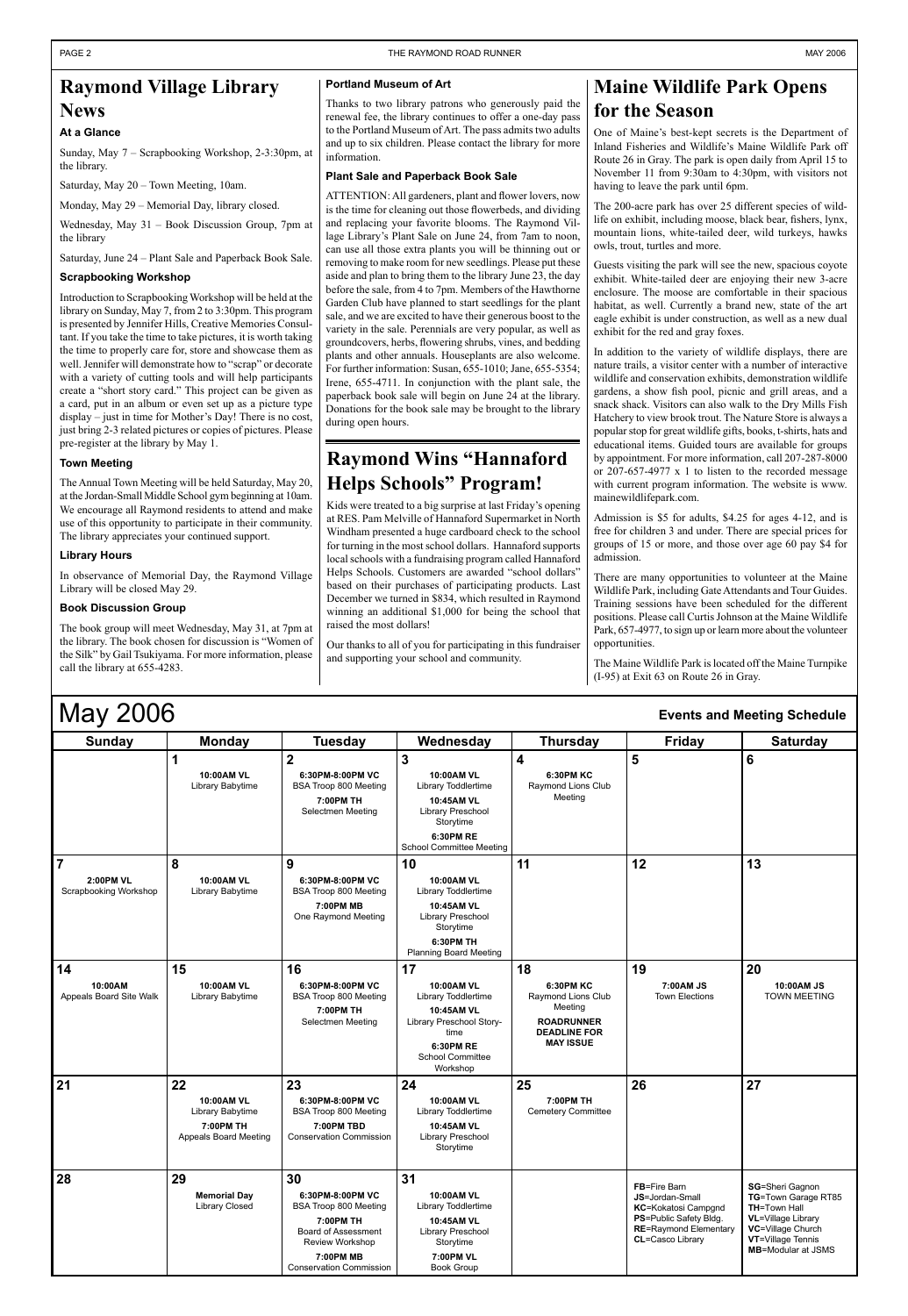# Raymond Village Library News

### At a Glance

Sunday, May 7 – Scrapbooking Workshop, 2-3:30pm, at the library.

Saturday, May 20 – Town Meeting, 10am.

Monday, May 29 – Memorial Day, library closed.

Wednesday, May 31 – Book Discussion Group, 7pm at the library

Saturday, June 24 – Plant Sale and Paperback Book Sale.

### Scrapbooking Workshop

Introduction to Scrapbooking Workshop will be held at the library on Sunday, May 7, from 2 to 3:30pm. This program is presented by Jennifer Hills, Creative Memories Consultant. If you take the time to take pictures, it is worth taking the time to properly care for, store and showcase them as well. Jennifer will demonstrate how to "scrap" or decorate with a variety of cutting tools and will help participants create a "short story card." This project can be given as a card, put in an album or even set up as a picture type display – just in time for Mother's Day! There is no cost, just bring 2-3 related pictures or copies of pictures. Please pre-register at the library by May 1.

### Town Meeting

The Annual Town Meeting will be held Saturday, May 20, at the Jordan-Small Middle School gym beginning at 10am. We encourage all Raymond residents to attend and make use of this opportunity to participate in their community. The library appreciates your continued support.

### Library Hours

In observance of Memorial Day, the Raymond Village Library will be closed May 29.

### Book Discussion Group

The book group will meet Wednesday, May 31, at 7pm at the library. The book chosen for discussion is "Women of the Silk" by Gail Tsukiyama. For more information, please call the library at 655-4283.

### Portland Museum of Art

Thanks to two library patrons who generously paid the renewal fee, the library continues to offer a one-day pass to the Portland Museum of Art. The pass admits two adults and up to six children. Please contact the library for more information.

### Plant Sale and Paperback Book Sale

ATTENTION: All gardeners, plant and flower lovers, now is the time for cleaning out those flowerbeds, and dividing and replacing your favorite blooms. The Raymond Village Library's Plant Sale on June 24, from 7am to noon, can use all those extra plants you will be thinning out or removing to make room for new seedlings. Please put these aside and plan to bring them to the library June 23, the day before the sale, from 4 to 7pm. Members of the Hawthorne Garden Club have planned to start seedlings for the plant sale, and we are excited to have their generous boost to the variety in the sale. Perennials are very popular, as well as groundcovers, herbs, flowering shrubs, vines, and bedding plants and other annuals. Houseplants are also welcome. For further information: Susan, 655-1010; Jane, 655-5354; Irene, 655-4711. In conjunction with the plant sale, the paperback book sale will begin on June 24 at the library. Donations for the book sale may be brought to the library during open hours.

# Raymond Wins "Hannaford Helps Schools" Program!

Kids were treated to a big surprise at last Friday's opening at RES. Pam Melville of Hannaford Supermarket in North Windham presented a huge cardboard check to the school for turning in the most school dollars. Hannaford supports local schools with a fundraising program called Hannaford Helps Schools. Customers are awarded "school dollars" based on their purchases of participating products. Last December we turned in $834, which resulted in Raymond winning an additional $1,000 for being the school that raised the most dollars!

Our thanks to all of you for participating in this fundraiser and supporting your school and community.

# Maine Wildlife Park Opens for the Season

One of Maine's best-kept secrets is the Department of Inland Fisheries and Wildlife's Maine Wildlife Park off Route 26 in Gray. The park is open daily from April 15 to November 11 from 9:30am to 4:30pm, with visitors not having to leave the park until 6pm.

The 200-acre park has over 25 different species of wildlife on exhibit, including moose, black bear, fishers, lynx, mountain lions, white-tailed deer, wild turkeys, hawks owls, trout, turtles and more.

Guests visiting the park will see the new, spacious coyote exhibit. White-tailed deer are enjoying their new 3-acre enclosure. The moose are comfortable in their spacious habitat, as well. Currently a brand new, state of the art eagle exhibit is under construction, as well as a new dual exhibit for the red and gray foxes.

In addition to the variety of wildlife displays, there are nature trails, a visitor center with a number of interactive wildlife and conservation exhibits, demonstration wildlife gardens, a show fish pool, picnic and grill areas, and a snack shack. Visitors can also walk to the Dry Mills Fish Hatchery to view brook trout. The Nature Store is always a popular stop for great wildlife gifts, books, t-shirts, hats and educational items. Guided tours are available for groups by appointment. For more information, call 207-287-8000 or 207-657-4977 x 1 to listen to the recorded message with current program information. The website is www.mainewildlifepark.com.

Admission is $5 for adults, $4.25 for ages 4-12, and is free for children 3 and under. There are special prices for groups of 15 or more, and those over age 60 pay $4 for admission.

There are many opportunities to volunteer at the Maine Wildlife Park, including Gate Attendants and Tour Guides. Training sessions have been scheduled for the different positions. Please call Curtis Johnson at the Maine Wildlife Park, 657-4977, to sign up or learn more about the volunteer opportunities.

The Maine Wildlife Park is located off the Maine Turnpike (I-95) at Exit 63 on Route 26 in Gray.

# May 2006

## Events and Meeting Schedule

| Sunday | Monday | Tuesday | Wednesday | Thursday | Friday | Saturday |
|---|---|---|---|---|---|---|
| | **1** **10:00AM VL** Library Babytime | **2** **6:30PM-8:00PM VC** BSA Troop 800 Meeting **7:00PM TH** Selectmen Meeting | **3** **10:00AM VL** Library Toddlertime **10:45AM VL** Library Preschool Storytime **6:30PM RE** School Committee Meeting | **4** **6:30PM KC** Raymond Lions Club Meeting | **5** | **6** |
| **7** **2:00PM VL** Scrapbooking Workshop | **8** **10:00AM VL** Library Babytime | **9** **6:30PM-8:00PM VC** BSA Troop 800 Meeting **7:00PM MB** One Raymond Meeting | **10** **10:00AM VL** Library Toddlertime **10:45AM VL** Library Preschool Storytime **6:30PM TH** Planning Board Meeting | **11** | **12** | **13** |
| **14** **10:00AM** Appeals Board Site Walk | **15** **10:00AM VL** Library Babytime | **16** **6:30PM-8:00PM VC** BSA Troop 800 Meeting **7:00PM TH** Selectmen Meeting | **17** **10:00AM VL** Library Toddlertime **10:45AM VL** Library Preschool Storytime **6:30PM RE** School Committee Workshop | **18** **6:30PM KC** Raymond Lions Club Meeting **ROADRUNNER DEADLINE FOR MAY ISSUE** | **19** **7:00AM JS** Town Elections | **20** **10:00AM JS** TOWN MEETING |
| **21** | **22** **10:00AM VL** Library Babytime **7:00PM TH** Appeals Board Meeting | **23** **6:30PM-8:00PM VC** BSA Troop 800 Meeting **7:00PM TBD** Conservation Commission | **24** **10:00AM VL** Library Toddlertime **10:45AM VL** Library Preschool Storytime | **25** **7:00PM TH** Cemetery Committee | **26** | **27** |
| **28** | **29** **Memorial Day** Library Closed | **30** **6:30PM-8:00PM VC** BSA Troop 800 Meeting **7:00PM TH** Board of Assessment Review Workshop **7:00PM MB** Conservation Commission | **31** **10:00AM VL** Library Toddlertime **10:45AM VL** Library Preschool Storytime **7:00PM VL** Book Group | | **FB**=Fire Barn **JS**=Jordan-Small **KC**=Kokatosi Campgnd **PS**=Public Safety Bldg. **RE**=Raymond Elementary **CL**=Casco Library | **SG**=Sheri Gagnon **TG**=Town Garage RT85 **TH**=Town Hall **VL**=Village Library **VC**=Village Church **VT**=Village Tennis **MB**=Modular at JSMS |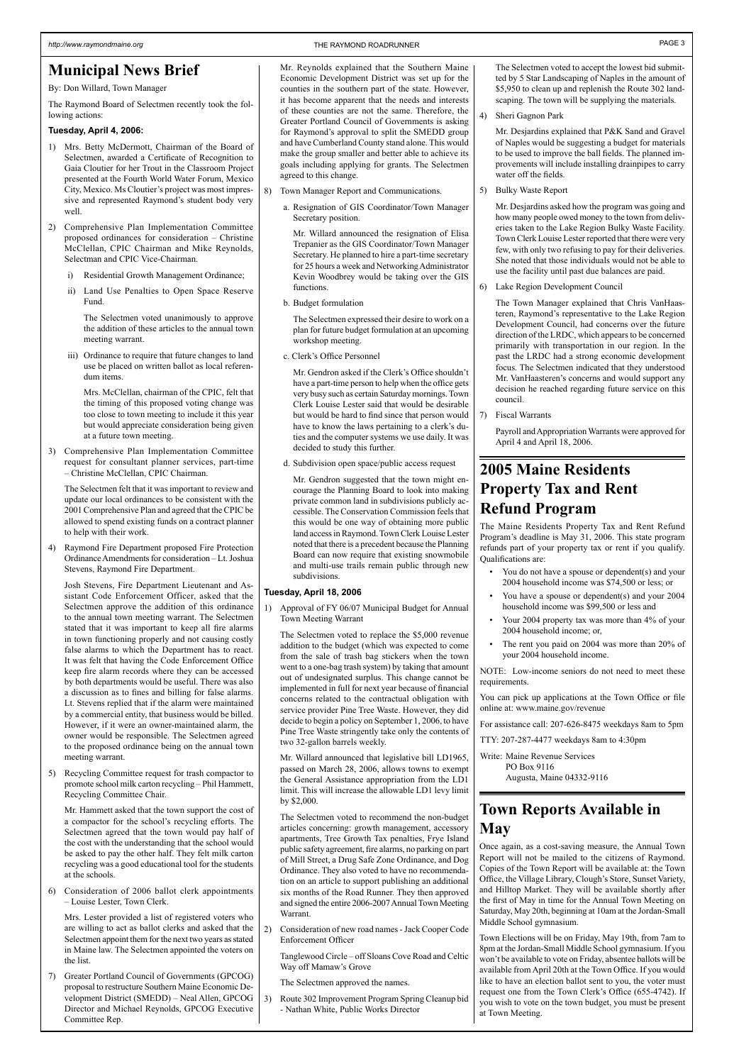# Municipal News Brief

By: Don Willard, Town Manager

The Raymond Board of Selectmen recently took the following actions:

**Tuesday, April 4, 2006:**

1) Mrs. Betty McDermott, Chairman of the Board of Selectmen, awarded a Certificate of Recognition to Gaia Cloutier for her Trout in the Classroom Project presented at the Fourth World Water Forum, Mexico City, Mexico. Ms Cloutier's project was most impressive and represented Raymond's student body very well.

2) Comprehensive Plan Implementation Committee proposed ordinances for consideration – Christine McClellan, CPIC Chairman and Mike Reynolds, Selectman and CPIC Vice-Chairman.

   i) Residential Growth Management Ordinance;

   ii) Land Use Penalties to Open Space Reserve Fund.

   The Selectmen voted unanimously to approve the addition of these articles to the annual town meeting warrant.

   iii) Ordinance to require that future changes to land use be placed on written ballot as local referendum items.

   Mrs. McClellan, chairman of the CPIC, felt that the timing of this proposed voting change was too close to town meeting to include it this year but would appreciate consideration being given at a future town meeting.

3) Comprehensive Plan Implementation Committee request for consultant planner services, part-time – Christine McClellan, CPIC Chairman.

   The Selectmen felt that it was important to review and update our local ordinances to be consistent with the 2001 Comprehensive Plan and agreed that the CPIC be allowed to spend existing funds on a contract planner to help with their work.

4) Raymond Fire Department proposed Fire Protection Ordinance Amendments for consideration – Lt. Joshua Stevens, Raymond Fire Department.

   Josh Stevens, Fire Department Lieutenant and Assistant Code Enforcement Officer, asked that the Selectmen approve the addition of this ordinance to the annual town meeting warrant. The Selectmen stated that it was important to keep all fire alarms in town functioning properly and not causing costly false alarms to which the Department has to react. It was felt that having the Code Enforcement Office keep fire alarm records where they can be accessed by both departments would be useful. There was also a discussion as to fines and billing for false alarms. Lt. Stevens replied that if the alarm were maintained by a commercial entity, that business would be billed. However, if it were an owner-maintained alarm, the owner would be responsible. The Selectmen agreed to the proposed ordinance being on the annual town meeting warrant.

5) Recycling Committee request for trash compactor to promote school milk carton recycling – Phil Hammett, Recycling Committee Chair.

   Mr. Hammett asked that the town support the cost of a compactor for the school's recycling efforts. The Selectmen agreed that the town would pay half of the cost with the understanding that the school would be asked to pay the other half. They felt milk carton recycling was a good educational tool for the students at the schools.

6) Consideration of 2006 ballot clerk appointments – Louise Lester, Town Clerk.

   Mrs. Lester provided a list of registered voters who are willing to act as ballot clerks and asked that the Selectmen appoint them for the next two years as stated in Maine law. The Selectmen appointed the voters on the list.

7) Greater Portland Council of Governments (GPCOG) proposal to restructure Southern Maine Economic Development District (SMEDD) – Neal Allen, GPCOG Director and Michael Reynolds, GPCOG Executive Committee Rep.

   Mr. Reynolds explained that the Southern Maine Economic Development District was set up for the counties in the southern part of the state. However, it has become apparent that the needs and interests of these counties are not the same. Therefore, the Greater Portland Council of Governments is asking for Raymond's approval to split the SMEDD group and have Cumberland County stand alone. This would make the group smaller and better able to achieve its goals including applying for grants. The Selectmen agreed to this change.

8) Town Manager Report and Communications.

   a. Resignation of GIS Coordinator/Town Manager Secretary position.

   Mr. Willard announced the resignation of Elisa Trepanier as the GIS Coordinator/Town Manager Secretary. He planned to hire a part-time secretary for 25 hours a week and Networking Administrator Kevin Woodbrey would be taking over the GIS functions.

   b. Budget formulation

   The Selectmen expressed their desire to work on a plan for future budget formulation at an upcoming workshop meeting.

   c. Clerk's Office Personnel

   Mr. Gendron asked if the Clerk's Office shouldn't have a part-time person to help when the office gets very busy such as certain Saturday mornings. Town Clerk Louise Lester said that would be desirable but would be hard to find since that person would have to know the laws pertaining to a clerk's duties and the computer systems we use daily. It was decided to study this further.

   d. Subdivision open space/public access request

   Mr. Gendron suggested that the town might encourage the Planning Board to look into making private common land in subdivisions publicly accessible. The Conservation Commission feels that this would be one way of obtaining more public land access in Raymond. Town Clerk Louise Lester noted that there is a precedent because the Planning Board can now require that existing snowmobile and multi-use trails remain public through new subdivisions.

**Tuesday, April 18, 2006**

1) Approval of FY 06/07 Municipal Budget for Annual Town Meeting Warrant

   The Selectmen voted to replace the $5,000 revenue addition to the budget (which was expected to come from the sale of trash bag stickers when the town went to a one-bag trash system) by taking that amount out of undesignated surplus. This change cannot be implemented in full for next year because of financial concerns related to the contractual obligation with service provider Pine Tree Waste. However, they did decide to begin a policy on September 1, 2006, to have Pine Tree Waste stringently take only the contents of two 32-gallon barrels weekly.

   Mr. Willard announced that legislative bill LD1965, passed on March 28, 2006, allows towns to exempt the General Assistance appropriation from the LD1 limit. This will increase the allowable LD1 levy limit by $2,000.

   The Selectmen voted to recommend the non-budget articles concerning: growth management, accessory apartments, Tree Growth Tax penalties, Frye Island public safety agreement, fire alarms, no parking on part of Mill Street, a Drug Safe Zone Ordinance, and Dog Ordinance. They also voted to have no recommendation on an article to support publishing an additional six months of the Road Runner. They then approved and signed the entire 2006-2007 Annual Town Meeting Warrant.

2) Consideration of new road names - Jack Cooper Code Enforcement Officer

   Tanglewood Circle – off Sloans Cove Road and Celtic Way off Mamaw's Grove

   The Selectmen approved the names.

3) Route 302 Improvement Program Spring Cleanup bid - Nathan White, Public Works Director

   The Selectmen voted to accept the lowest bid submitted by 5 Star Landscaping of Naples in the amount of $5,950 to clean up and replenish the Route 302 landscaping. The town will be supplying the materials.

4) Sheri Gagnon Park

   Mr. Desjardins explained that P&K Sand and Gravel of Naples would be suggesting a budget for materials to be used to improve the ball fields. The planned improvements will include installing drainpipes to carry water off the fields.

5) Bulky Waste Report

   Mr. Desjardins asked how the program was going and how many people owed money to the town from deliveries taken to the Lake Region Bulky Waste Facility. Town Clerk Louise Lester reported that there were very few, with only two refusing to pay for their deliveries. She noted that those individuals would not be able to use the facility until past due balances are paid.

6) Lake Region Development Council

   The Town Manager explained that Chris VanHaasteren, Raymond's representative to the Lake Region Development Council, had concerns over the future direction of the LRDC, which appears to be concerned primarily with transportation in our region. In the past the LRDC had a strong economic development focus. The Selectmen indicated that they understood Mr. VanHaasteren's concerns and would support any decision he reached regarding future service on this council.

7) Fiscal Warrants

   Payroll and Appropriation Warrants were approved for April 4 and April 18, 2006.

# 2005 Maine Residents Property Tax and Rent Refund Program

The Maine Residents Property Tax and Rent Refund Program's deadline is May 31, 2006. This state program refunds part of your property tax or rent if you qualify. Qualifications are:

- You do not have a spouse or dependent(s) and your 2004 household income was $74,500 or less; or
- You have a spouse or dependent(s) and your 2004 household income was $99,500 or less and
- Your 2004 property tax was more than 4% of your 2004 household income; or,
- The rent you paid on 2004 was more than 20% of your 2004 household income.

NOTE: Low-income seniors do not need to meet these requirements.

You can pick up applications at the Town Office or file online at: www.maine.gov/revenue

For assistance call: 207-626-8475 weekdays 8am to 5pm

TTY: 207-287-4477 weekdays 8am to 4:30pm

Write: Maine Revenue Services
PO Box 9116
Augusta, Maine 04332-9116

# Town Reports Available in May

Once again, as a cost-saving measure, the Annual Town Report will not be mailed to the citizens of Raymond. Copies of the Town Report will be available at: the Town Office, the Village Library, Clough's Store, Sunset Variety, and Hilltop Market. They will be available shortly after the first of May in time for the Annual Town Meeting on Saturday, May 20th, beginning at 10am at the Jordan-Small Middle School gymnasium.

Town Elections will be on Friday, May 19th, from 7am to 8pm at the Jordan-Small Middle School gymnasium. If you won't be available to vote on Friday, absentee ballots will be available from April 20th at the Town Office. If you would like to have an election ballot sent to you, the voter must request one from the Town Clerk's Office (655-4742). If you wish to vote on the town budget, you must be present at Town Meeting.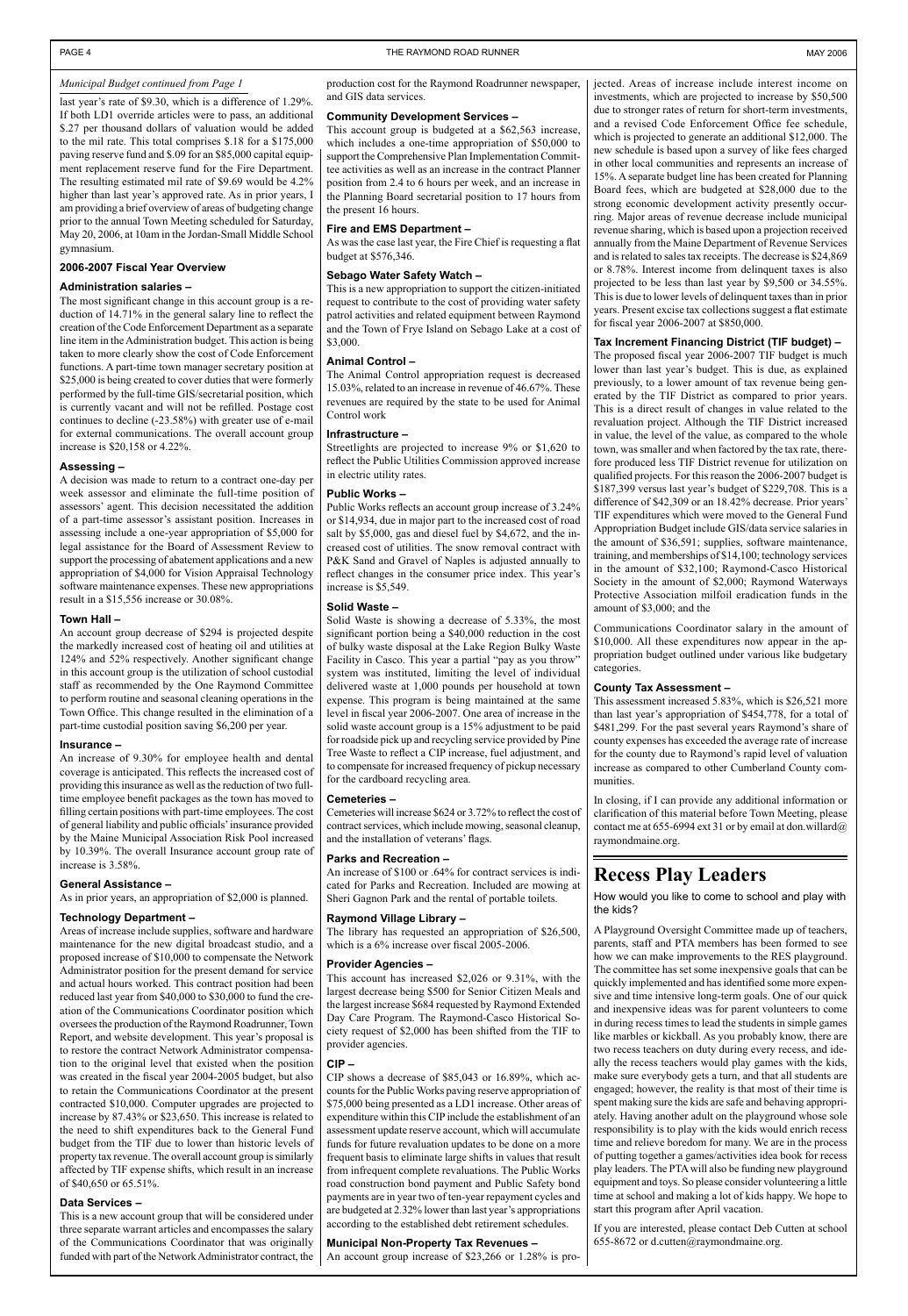*Municipal Budget continued from Page 1*

last year's rate of $9.30, which is a difference of 1.29%. If both LD1 override articles were to pass, an additional $.27 per thousand dollars of valuation would be added to the mil rate. This total comprises $.18 for a $175,000 paving reserve fund and $.09 for an $85,000 capital equipment replacement reserve fund for the Fire Department. The resulting estimated mil rate of $9.69 would be 4.2% higher than last year's approved rate. As in prior years, I am providing a brief overview of areas of budgeting change prior to the annual Town Meeting scheduled for Saturday, May 20, 2006, at 10am in the Jordan-Small Middle School gymnasium.

### 2006-2007 Fiscal Year Overview

#### Administration salaries –

The most significant change in this account group is a reduction of 14.71% in the general salary line to reflect the creation of the Code Enforcement Department as a separate line item in the Administration budget. This action is being taken to more clearly show the cost of Code Enforcement functions. A part-time town manager secretary position at $25,000 is being created to cover duties that were formerly performed by the full-time GIS/secretarial position, which is currently vacant and will not be refilled. Postage cost continues to decline (-23.58%) with greater use of e-mail for external communications. The overall account group increase is $20,158 or 4.22%.

#### Assessing –

A decision was made to return to a contract one-day per week assessor and eliminate the full-time position of assessors' agent. This decision necessitated the addition of a part-time assessor's assistant position. Increases in assessing include a one-year appropriation of $5,000 for legal assistance for the Board of Assessment Review to support the processing of abatement applications and a new appropriation of $4,000 for Vision Appraisal Technology software maintenance expenses. These new appropriations result in a $15,556 increase or 30.08%.

#### Town Hall –

An account group decrease of $294 is projected despite the markedly increased cost of heating oil and utilities at 124% and 52% respectively. Another significant change in this account group is the utilization of school custodial staff as recommended by the One Raymond Committee to perform routine and seasonal cleaning operations in the Town Office. This change resulted in the elimination of a part-time custodial position saving $6,200 per year.

#### Insurance –

An increase of 9.30% for employee health and dental coverage is anticipated. This reflects the increased cost of providing this insurance as well as the reduction of two full-time employee benefit packages as the town has moved to filling certain positions with part-time employees. The cost of general liability and public officials' insurance provided by the Maine Municipal Association Risk Pool increased by 10.39%. The overall Insurance account group rate of increase is 3.58%.

#### General Assistance –

As in prior years, an appropriation of $2,000 is planned.

#### Technology Department –

Areas of increase include supplies, software and hardware maintenance for the new digital broadcast studio, and a proposed increase of $10,000 to compensate the Network Administrator position for the present demand for service and actual hours worked. This contract position had been reduced last year from $40,000 to $30,000 to fund the creation of the Communications Coordinator position which oversees the production of the Raymond Roadrunner, Town Report, and website development. This year's proposal is to restore the contract Network Administrator compensation to the original level that existed when the position was created in the fiscal year 2004-2005 budget, but also to retain the Communications Coordinator at the present contracted $10,000. Computer upgrades are projected to increase by 87.43% or $23,650. This increase is related to the need to shift expenditures back to the General Fund budget from the TIF due to lower than historic levels of property tax revenue. The overall account group is similarly affected by TIF expense shifts, which result in an increase of $40,650 or 65.51%.

#### Data Services –

This is a new account group that will be considered under three separate warrant articles and encompasses the salary of the Communications Coordinator that was originally funded with part of the Network Administrator contract, the production cost for the Raymond Roadrunner newspaper, and GIS data services.

#### Community Development Services –

This account group is budgeted at a $62,563 increase, which includes a one-time appropriation of $50,000 to support the Comprehensive Plan Implementation Committee activities as well as an increase in the contract Planner position from 2.4 to 6 hours per week, and an increase in the Planning Board secretarial position to 17 hours from the present 16 hours.

#### Fire and EMS Department –

As was the case last year, the Fire Chief is requesting a flat budget at $576,346.

#### Sebago Water Safety Watch –

This is a new appropriation to support the citizen-initiated request to contribute to the cost of providing water safety patrol activities and related equipment between Raymond and the Town of Frye Island on Sebago Lake at a cost of $3,000.

#### Animal Control –

The Animal Control appropriation request is decreased 15.03%, related to an increase in revenue of 46.67%. These revenues are required by the state to be used for Animal Control work

#### Infrastructure –

Streetlights are projected to increase 9% or $1,620 to reflect the Public Utilities Commission approved increase in electric utility rates.

#### Public Works –

Public Works reflects an account group increase of 3.24% or $14,934, due in major part to the increased cost of road salt by $5,000, gas and diesel fuel by $4,672, and the increased cost of utilities. The snow removal contract with P&K Sand and Gravel of Naples is adjusted annually to reflect changes in the consumer price index. This year's increase is $5,549.

#### Solid Waste –

Solid Waste is showing a decrease of 5.33%, the most significant portion being a $40,000 reduction in the cost of bulky waste disposal at the Lake Region Bulky Waste Facility in Casco. This year a partial "pay as you throw" system was instituted, limiting the level of individual delivered waste at 1,000 pounds per household at town expense. This program is being maintained at the same level in fiscal year 2006-2007. One area of increase in the solid waste account group is a 15% adjustment to be paid for roadside pick up and recycling service provided by Pine Tree Waste to reflect a CIP increase, fuel adjustment, and to compensate for increased frequency of pickup necessary for the cardboard recycling area.

#### Cemeteries –

Cemeteries will increase $624 or 3.72% to reflect the cost of contract services, which include mowing, seasonal cleanup, and the installation of veterans' flags.

#### Parks and Recreation –

An increase of $100 or .64% for contract services is indicated for Parks and Recreation. Included are mowing at Sheri Gagnon Park and the rental of portable toilets.

#### Raymond Village Library –

The library has requested an appropriation of $26,500, which is a 6% increase over fiscal 2005-2006.

#### Provider Agencies –

This account has increased $2,026 or 9.31%, with the largest decrease being $500 for Senior Citizen Meals and the largest increase $684 requested by Raymond Extended Day Care Program. The Raymond-Casco Historical Society request of $2,000 has been shifted from the TIF to provider agencies.

#### CIP –

CIP shows a decrease of $85,043 or 16.89%, which accounts for the Public Works paving reserve appropriation of $75,000 being presented as a LD1 increase. Other areas of expenditure within this CIP include the establishment of an assessment update reserve account, which will accumulate funds for future revaluation updates to be done on a more frequent basis to eliminate large shifts in values that result from infrequent complete revaluations. The Public Works road construction bond payment and Public Safety bond payments are in year two of ten-year repayment cycles and are budgeted at 2.32% lower than last year's appropriations according to the established debt retirement schedules.

#### Municipal Non-Property Tax Revenues –

An account group increase of $23,266 or 1.28% is projected. Areas of increase include interest income on investments, which are projected to increase by $50,500 due to stronger rates of return for short-term investments, and a revised Code Enforcement Office fee schedule, which is projected to generate an additional $12,000. The new schedule is based upon a survey of like fees charged in other local communities and represents an increase of 15%. A separate budget line has been created for Planning Board fees, which are budgeted at $28,000 due to the strong economic development activity presently occurring. Major areas of revenue decrease include municipal revenue sharing, which is based upon a projection received annually from the Maine Department of Revenue Services and is related to sales tax receipts. The decrease is $24,869 or 8.78%. Interest income from delinquent taxes is also projected to be less than last year by $9,500 or 34.55%. This is due to lower levels of delinquent taxes than in prior years. Present excise tax collections suggest a flat estimate for fiscal year 2006-2007 at $850,000.

#### Tax Increment Financing District (TIF budget) –

The proposed fiscal year 2006-2007 TIF budget is much lower than last year's budget. This is due, as explained previously, to a lower amount of tax revenue being generated by the TIF District as compared to prior years. This is a direct result of changes in value related to the revaluation project. Although the TIF District increased in value, the level of the value, as compared to the whole town, was smaller and when factored by the tax rate, therefore produced less TIF District revenue for utilization on qualified projects. For this reason the 2006-2007 budget is $187,399 versus last year's budget of $229,708. This is a difference of $42,309 or an 18.42% decrease. Prior years' TIF expenditures which were moved to the General Fund Appropriation Budget include GIS/data service salaries in the amount of $36,591; supplies, software maintenance, training, and memberships of $14,100; technology services in the amount of $32,100; Raymond-Casco Historical Society in the amount of $2,000; Raymond Waterways Protective Association milfoil eradication funds in the amount of $3,000; and the

Communications Coordinator salary in the amount of $10,000. All these expenditures now appear in the appropriation budget outlined under various like budgetary categories.

#### County Tax Assessment –

This assessment increased 5.83%, which is $26,521 more than last year's appropriation of $454,778, for a total of $481,299. For the past several years Raymond's share of county expenses has exceeded the average rate of increase for the county due to Raymond's rapid level of valuation increase as compared to other Cumberland County communities.

In closing, if I can provide any additional information or clarification of this material before Town Meeting, please contact me at 655-6994 ext 31 or by email at don.willard@raymondmaine.org.

# Recess Play Leaders

How would you like to come to school and play with the kids?

A Playground Oversight Committee made up of teachers, parents, staff and PTA members has been formed to see how we can make improvements to the RES playground. The committee has set some inexpensive goals that can be quickly implemented and has identified some more expensive and time intensive long-term goals. One of our quick and inexpensive ideas was for parent volunteers to come in during recess times to lead the students in simple games like marbles or kickball. As you probably know, there are two recess teachers on duty during every recess, and ideally the recess teachers would play games with the kids, make sure everybody gets a turn, and that all students are engaged; however, the reality is that most of their time is spent making sure the kids are safe and behaving appropriately. Having another adult on the playground whose sole responsibility is to play with the kids would enrich recess time and relieve boredom for many. We are in the process of putting together a games/activities idea book for recess play leaders. The PTA will also be funding new playground equipment and toys. So please consider volunteering a little time at school and making a lot of kids happy. We hope to start this program after April vacation.

If you are interested, please contact Deb Cutten at school 655-8672 or d.cutten@raymondmaine.org.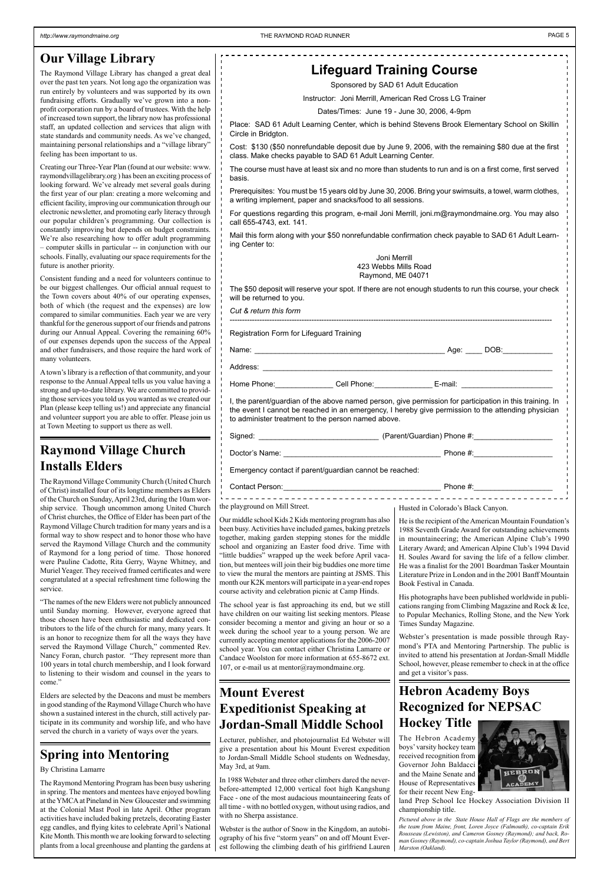## Our Village Library

The Raymond Village Library has changed a great deal over the past ten years. Not long ago the organization was run entirely by volunteers and was supported by its own fundraising efforts. Gradually we've grown into a non-profit corporation run by a board of trustees. With the help of increased town support, the library now has professional staff, an updated collection and services that align with state standards and community needs. As we've changed, maintaining personal relationships and a "village library" feeling has been important to us.

Creating our Three-Year Plan (found at our website: www.raymondvillagelibrary.org ) has been an exciting process of looking forward. We've already met several goals during the first year of our plan: creating a more welcoming and efficient facility, improving our communication through our electronic newsletter, and promoting early literacy through our popular children's programming. Our collection is constantly improving but depends on budget constraints. We're also researching how to offer adult programming – computer skills in particular -- in conjunction with our schools. Finally, evaluating our space requirements for the future is another priority.

Consistent funding and a need for volunteers continue to be our biggest challenges. Our official annual request to the Town covers about 40% of our operating expenses, both of which (the request and the expenses) are low compared to similar communities. Each year we are very thankful for the generous support of our friends and patrons during our Annual Appeal. Covering the remaining 60% of our expenses depends upon the success of the Appeal and other fundraisers, and those require the hard work of many volunteers.

A town's library is a reflection of that community, and your response to the Annual Appeal tells us you value having a strong and up-to-date library. We are committed to providing those services you told us you wanted as we created our Plan (please keep telling us!) and appreciate any financial and volunteer support you are able to offer. Please join us at Town Meeting to support us there as well.

## Raymond Village Church Installs Elders

The Raymond Village Community Church (United Church of Christ) installed four of its longtime members as Elders of the Church on Sunday, April 23rd, during the 10am worship service. Though uncommon among United Church of Christ churches, the Office of Elder has been part of the Raymond Village Church tradition for many years and is a formal way to show respect and to honor those who have served the Raymond Village Church and the community of Raymond for a long period of time. Those honored were Pauline Cadotte, Rita Gerry, Wayne Whitney, and Muriel Yeager. They received framed certificates and were congratulated at a special refreshment time following the service.

"The names of the new Elders were not publicly announced until Sunday morning. However, everyone agreed that those chosen have been enthusiastic and dedicated contributors to the life of the church for many, many years. It is an honor to recognize them for all the ways they have served the Raymond Village Church," commented Rev. Nancy Foran, church pastor. "They represent more than 100 years in total church membership, and I look forward to listening to their wisdom and counsel in the years to come."

Elders are selected by the Deacons and must be members in good standing of the Raymond Village Church who have shown a sustained interest in the church, still actively participate in its community and worship life, and who have served the church in a variety of ways over the years.

## Spring into Mentoring

By Christina Lamarre

The Raymond Mentoring Program has been busy ushering in spring. The mentors and mentees have enjoyed bowling at the YMCA at Pineland in New Gloucester and swimming at the Colonial Mast Pool in late April. Other program activities have included baking pretzels, decorating Easter egg candles, and flying kites to celebrate April's National Kite Month. This month we are looking forward to selecting plants from a local greenhouse and planting the gardens at the playground on Mill Street.

Our middle school Kids 2 Kids mentoring program has also been busy. Activities have included games, baking pretzels together, making garden stepping stones for the middle school and organizing an Easter food drive. Time with "little buddies" wrapped up the week before April vacation, but mentees will join their big buddies one more time to view the mural the mentors are painting at JSMS. This month our K2K mentors will participate in a year-end ropes course activity and celebration picnic at Camp Hinds.

The school year is fast approaching its end, but we still have children on our waiting list seeking mentors. Please consider becoming a mentor and giving an hour or so a week during the school year to a young person. We are currently accepting mentor applications for the 2006-2007 school year. You can contact either Christina Lamarre or Candace Woolston for more information at 655-8672 ext. 107, or e-mail us at mentor@raymondmaine.org.

## Lifeguard Training Course

Sponsored by SAD 61 Adult Education

Instructor: Joni Merrill, American Red Cross LG Trainer

Dates/Times: June 19 - June 30, 2006, 4-9pm

Place: SAD 61 Adult Learning Center, which is behind Stevens Brook Elementary School on Skillin Circle in Bridgton.

Cost: $130 ($50 nonrefundable deposit due by June 9, 2006, with the remaining $80 due at the first class. Make checks payable to SAD 61 Adult Learning Center.

The course must have at least six and no more than students to run and is on a first come, first served basis.

Prerequisites: You must be 15 years old by June 30, 2006. Bring your swimsuits, a towel, warm clothes, a writing implement, paper and snacks/food to all sessions.

For questions regarding this program, e-mail Joni Merrill, joni.m@raymondmaine.org. You may also call 655-4743, ext. 141.

Mail this form along with your $50 nonrefundable confirmation check payable to SAD 61 Adult Learning Center to:

Joni Merrill
423 Webbs Mills Road
Raymond, ME 04071

The $50 deposit will reserve your spot. If there are not enough students to run this course, your check will be returned to you.

*Cut & return this form*

---

Registration Form for Lifeguard Training

Name: ______________________________ Age: ____ DOB:___________

Address: ________________________________________________

Home Phone:_____________ Cell Phone:_____________ E-mail: ____________________

I, the parent/guardian of the above named person, give permission for participation in this training. In the event I cannot be reached in an emergency, I hereby give permission to the attending physician to administer treatment to the person named above.

Signed: ___________________________ (Parent/Guardian) Phone #:__________________

Doctor's Name: ____________________________________ Phone #:__________________

Emergency contact if parent/guardian cannot be reached:

Contact Person:____________________________________ Phone #:__________________

## Mount Everest Expeditionist Speaking at Jordan-Small Middle School

Lecturer, publisher, and photojournalist Ed Webster will give a presentation about his Mount Everest expedition to Jordan-Small Middle School students on Wednesday, May 3rd, at 9am.

In 1988 Webster and three other climbers dared the never-before-attempted 12,000 vertical foot high Kangshung Face - one of the most audacious mountaineering feats of all time - with no bottled oxygen, without using radios, and with no Sherpa assistance.

Webster is the author of Snow in the Kingdom, an autobiography of his five "storm years" on and off Mount Everest following the climbing death of his girlfriend Lauren Husted in Colorado's Black Canyon.

He is the recipient of the American Mountain Foundation's 1988 Seventh Grade Award for outstanding achievements in mountaineering; the American Alpine Club's 1990 Literary Award; and American Alpine Club's 1994 David H. Soules Award for saving the life of a fellow climber. He was a finalist for the 2001 Boardman Tasker Mountain Literature Prize in London and in the 2001 Banff Mountain Book Festival in Canada.

His photographs have been published worldwide in publications ranging from Climbing Magazine and Rock & Ice, to Popular Mechanics, Rolling Stone, and the New York Times Sunday Magazine.

Webster's presentation is made possible through Raymond's PTA and Mentoring Partnership. The public is invited to attend his presentation at Jordan-Small Middle School, however, please remember to check in at the office and get a visitor's pass.

## Hebron Academy Boys Recognized for NEPSAC Hockey Title

The Hebron Academy boys' varsity hockey team received recognition from Governor John Baldacci and the Maine Senate and House of Representatives for their recent New England Prep School Ice Hockey Association Division II championship title.

*Pictured above in the State House Hall of Flags are the members of the team from Maine, front, Loren Joyce (Falmouth), co-captain Erik Rousseau (Lewiston), and Cameron Gosney (Raymond); and back, Roman Gosney (Raymond), co-captain Joshua Taylor (Raymond), and Bert Marston (Oakland).*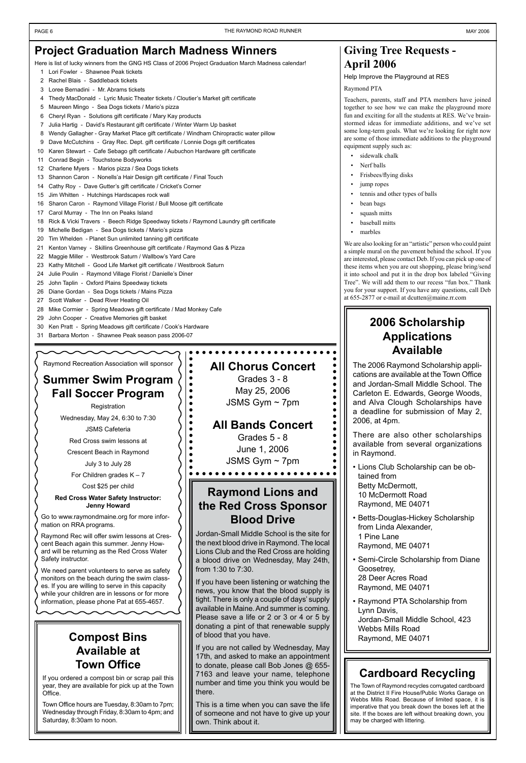## Project Graduation March Madness Winners

Here is list of lucky winners from the GNG HS Class of 2006 Project Graduation March Madness calendar!

1. Lori Fowler - Shawnee Peak tickets
2. Rachel Blais - Saddleback tickets
3. Loree Bernadini - Mr. Abrams tickets
4. Thedy MacDonald - Lyric Music Theater tickets / Cloutier's Market gift certificate
5. Maureen Mingo - Sea Dogs tickets / Mario's pizza
6. Cheryl Ryan - Solutions gift certificate / Mary Kay products
7. Julia Hartig - David's Restaurant gift certificate / Winter Warm Up basket
8. Wendy Gallagher - Gray Market Place gift certificate / Windham Chiropractic water pillow
9. Dave McCutchins - Gray Rec. Dept. gift certificate / Lonnie Dogs gift certificates
10. Karen Stewart - Cafe Sebago gift certificate / Aubuchon Hardware gift certificate
11. Conrad Begin - Touchstone Bodyworks
12. Charlene Myers - Marios pizza / Sea Dogs tickets
13. Shannon Caron - Nonells'a Hair Design gift certificate / Final Touch
14. Cathy Roy - Dave Gutter's gift certificate / Cricket's Corner
15. Jim Whitten - Hutchings Hardscapes rock wall
16. Sharon Caron - Raymond Village Florist / Bull Moose gift certificate
17. Carol Murray - The Inn on Peaks Island
18. Rick & Vicki Travers - Beech Ridge Speedway tickets / Raymond Laundry gift certificate
19. Michelle Bedigan - Sea Dogs tickets / Mario's pizza
20. Tim Whelden - Planet Sun unlimited tanning gift certificate
21. Kenton Varney - Skillins Greenhouse gift certificate / Raymond Gas & Pizza
22. Maggie Miller - Westbrook Saturn / Wallbow's Yard Care
23. Kathy Mitchell - Good Life Market gift certificate / Westbrook Saturn
24. Julie Poulin - Raymond Village Florist / Danielle's Diner
25. John Taplin - Oxford Plains Speedway tickets
26. Diane Gordan - Sea Dogs tickets / Mains Pizza
27. Scott Walker - Dead River Heating Oil
28. Mike Cormier - Spring Meadows gift certificate / Mad Monkey Cafe
29. John Cooper - Creative Memories gift basket
30. Ken Pratt - Spring Meadows gift certificate / Cook's Hardware
31. Barbara Morton - Shawnee Peak season pass 2006-07

Raymond Recreation Association will sponsor

## Summer Swim Program Fall Soccer Program

Registration

Wednesday, May 24, 6:30 to 7:30

JSMS Cafeteria

Red Cross swim lessons at

Crescent Beach in Raymond

July 3 to July 28

For Children grades K – 7

Cost $25 per child

**Red Cross Water Safety Instructor: Jenny Howard**

Go to www.raymondmaine.org for more information on RRA programs.

Raymond Rec will offer swim lessons at Crescent Beach again this summer. Jenny Howard will be returning as the Red Cross Water Safety instructor.

We need parent volunteers to serve as safety monitors on the beach during the swim classes. If you are willing to serve in this capacity while your children are in lessons or for more information, please phone Pat at 655-4657.

## Compost Bins Available at Town Office

If you ordered a compost bin or scrap pail this year, they are available for pick up at the Town Office.

Town Office hours are Tuesday, 8:30am to 7pm; Wednesday through Friday, 8:30am to 4pm; and Saturday, 8:30am to noon.

## All Chorus Concert

Grades 3 - 8

May 25, 2006

JSMS Gym ~ 7pm

## All Bands Concert

Grades 5 - 8

June 1, 2006

JSMS Gym ~ 7pm

## Raymond Lions and the Red Cross Sponsor Blood Drive

Jordan-Small Middle School is the site for the next blood drive in Raymond. The local Lions Club and the Red Cross are holding a blood drive on Wednesday, May 24th, from 1:30 to 7:30.

If you have been listening or watching the news, you know that the blood supply is tight. There is only a couple of days' supply available in Maine. And summer is coming. Please save a life or 2 or 3 or 4 or 5 by donating a pint of that renewable supply of blood that you have.

If you are not called by Wednesday, May 17th, and asked to make an appointment to donate, please call Bob Jones @ 655-7163 and leave your name, telephone number and time you think you would be there.

This is a time when you can save the life of someone and not have to give up your own. Think about it.

## Giving Tree Requests - April 2006

Help Improve the Playground at RES

Raymond PTA

Teachers, parents, staff and PTA members have joined together to see how we can make the playground more fun and exciting for all the students at RES. We've brainstormed ideas for immediate additions, and we've set some long-term goals. What we're looking for right now are some of those immediate additions to the playground equipment supply such as:

- sidewalk chalk
- Nerf balls
- Frisbees/flying disks
- jump ropes
- tennis and other types of balls
- bean bags
- squash mitts
- baseball mitts
- marbles

We are also looking for an "artistic" person who could paint a simple mural on the pavement behind the school. If you are interested, please contact Deb. If you can pick up one of these items when you are out shopping, please bring/send it into school and put it in the drop box labeled "Giving Tree". We will add them to our recess "fun box." Thank you for your support. If you have any questions, call Deb at 655-2877 or e-mail at dcutten@maine.rr.com

## 2006 Scholarship Applications Available

The 2006 Raymond Scholarship applications are available at the Town Office and Jordan-Small Middle School. The Carleton E. Edwards, George Woods, and Alva Clough Scholarships have a deadline for submission of May 2, 2006, at 4pm.

There are also other scholarships available from several organizations in Raymond.

- Lions Club Scholarship can be obtained from
  Betty McDermott,
  10 McDermott Road
  Raymond, ME 04071
- Betts-Douglas-Hickey Scholarship from Linda Alexander,
  1 Pine Lane
  Raymond, ME 04071
- Semi-Circle Scholarship from Diane Goosetrey,
  28 Deer Acres Road
  Raymond, ME 04071
- Raymond PTA Scholarship from Lynn Davis,
  Jordan-Small Middle School, 423 Webbs Mills Road
  Raymond, ME 04071

## Cardboard Recycling

The Town of Raymond recycles corrugated cardboard at the District II Fire House/Public Works Garage on Webbs Mills Road. Because of limited space, it is imperative that you break down the boxes left at the site. If the boxes are left without breaking down, you may be charged with littering.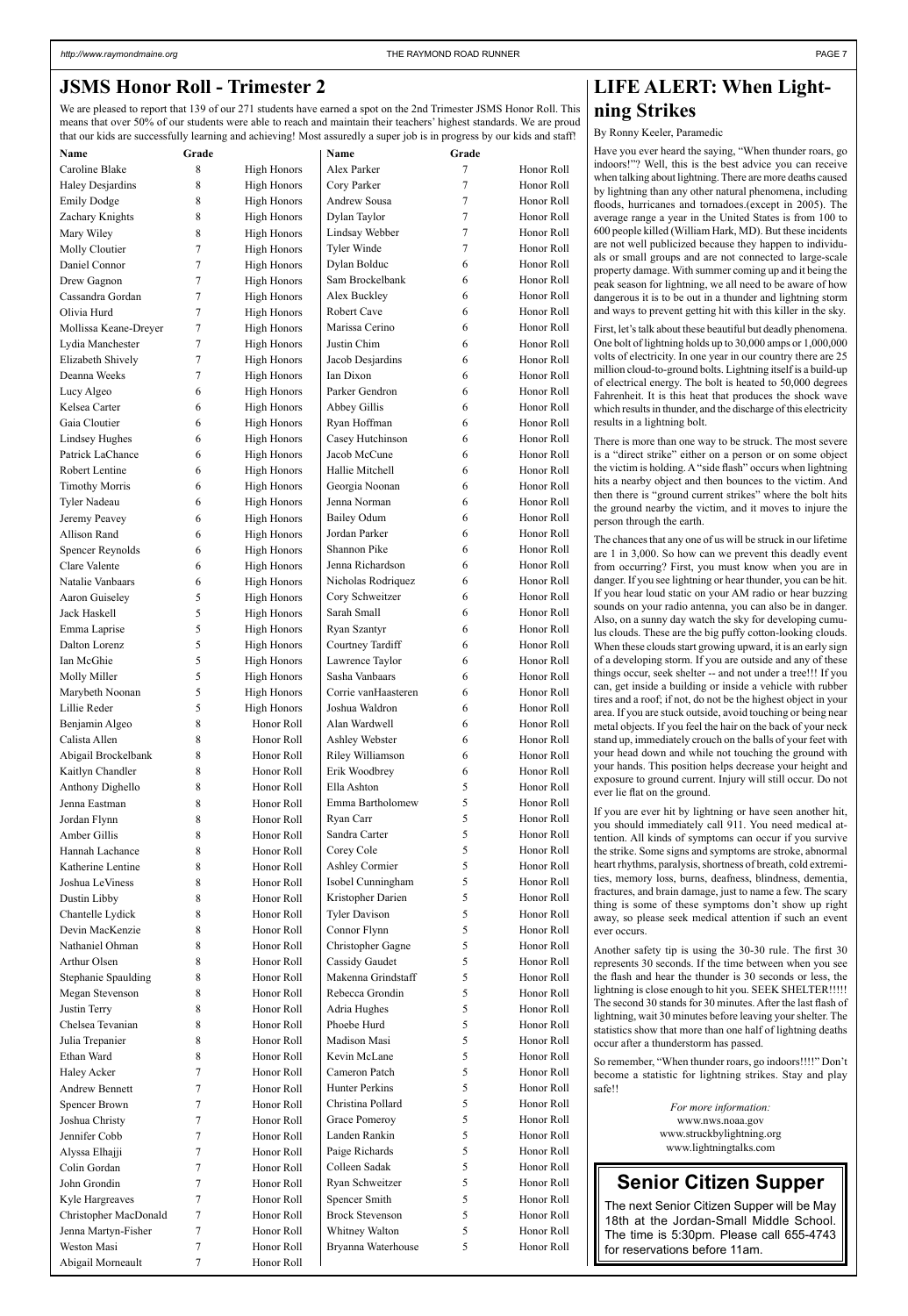## JSMS Honor Roll - Trimester 2

We are pleased to report that 139 of our 271 students have earned a spot on the 2nd Trimester JSMS Honor Roll. This means that over 50% of our students were able to reach and maintain their teachers' highest standards. We are proud that our kids are successfully learning and achieving! Most assuredly a super job is in progress by our kids and staff!

| Name | Grade | |
|---|---|---|
| Caroline Blake | 8 | High Honors |
| Haley Desjardins | 8 | High Honors |
| Emily Dodge | 8 | High Honors |
| Zachary Knights | 8 | High Honors |
| Mary Wiley | 8 | High Honors |
| Molly Cloutier | 7 | High Honors |
| Daniel Connor | 7 | High Honors |
| Drew Gagnon | 7 | High Honors |
| Cassandra Gordan | 7 | High Honors |
| Olivia Hurd | 7 | High Honors |
| Mollissa Keane-Dreyer | 7 | High Honors |
| Lydia Manchester | 7 | High Honors |
| Elizabeth Shively | 7 | High Honors |
| Deanna Weeks | 7 | High Honors |
| Lucy Algeo | 6 | High Honors |
| Kelsea Carter | 6 | High Honors |
| Gaia Cloutier | 6 | High Honors |
| Lindsey Hughes | 6 | High Honors |
| Patrick LaChance | 6 | High Honors |
| Robert Lentine | 6 | High Honors |
| Timothy Morris | 6 | High Honors |
| Tyler Nadeau | 6 | High Honors |
| Jeremy Peavey | 6 | High Honors |
| Allison Rand | 6 | High Honors |
| Spencer Reynolds | 6 | High Honors |
| Clare Valente | 6 | High Honors |
| Natalie Vanbaars | 6 | High Honors |
| Aaron Guiseley | 5 | High Honors |
| Jack Haskell | 5 | High Honors |
| Emma Laprise | 5 | High Honors |
| Dalton Lorenz | 5 | High Honors |
| Ian McGhie | 5 | High Honors |
| Molly Miller | 5 | High Honors |
| Marybeth Noonan | 5 | High Honors |
| Lillie Reder | 5 | High Honors |
| Benjamin Algeo | 8 | Honor Roll |
| Calista Allen | 8 | Honor Roll |
| Abigail Brockelbank | 8 | Honor Roll |
| Kaitlyn Chandler | 8 | Honor Roll |
| Anthony Dighello | 8 | Honor Roll |
| Jenna Eastman | 8 | Honor Roll |
| Jordan Flynn | 8 | Honor Roll |
| Amber Gillis | 8 | Honor Roll |
| Hannah Lachance | 8 | Honor Roll |
| Katherine Lentine | 8 | Honor Roll |
| Joshua LeViness | 8 | Honor Roll |
| Dustin Libby | 8 | Honor Roll |
| Chantelle Lydick | 8 | Honor Roll |
| Devin MacKenzie | 8 | Honor Roll |
| Nathaniel Ohman | 8 | Honor Roll |
| Arthur Olsen | 8 | Honor Roll |
| Stephanie Spaulding | 8 | Honor Roll |
| Megan Stevenson | 8 | Honor Roll |
| Justin Terry | 8 | Honor Roll |
| Chelsea Tevanian | 8 | Honor Roll |
| Julia Trepanier | 8 | Honor Roll |
| Ethan Ward | 8 | Honor Roll |
| Haley Acker | 7 | Honor Roll |
| Andrew Bennett | 7 | Honor Roll |
| Spencer Brown | 7 | Honor Roll |
| Joshua Christy | 7 | Honor Roll |
| Jennifer Cobb | 7 | Honor Roll |
| Alyssa Elhajji | 7 | Honor Roll |
| Colin Gordan | 7 | Honor Roll |
| John Grondin | 7 | Honor Roll |
| Kyle Hargreaves | 7 | Honor Roll |
| Christopher MacDonald | 7 | Honor Roll |
| Jenna Martyn-Fisher | 7 | Honor Roll |
| Weston Masi | 7 | Honor Roll |
| Abigail Morneault | 7 | Honor Roll |
| Alex Parker | 7 | Honor Roll |
| Cory Parker | 7 | Honor Roll |
| Andrew Sousa | 7 | Honor Roll |
| Dylan Taylor | 7 | Honor Roll |
| Lindsay Webber | 7 | Honor Roll |
| Tyler Winde | 7 | Honor Roll |
| Dylan Bolduc | 6 | Honor Roll |
| Sam Brockelbank | 6 | Honor Roll |
| Alex Buckley | 6 | Honor Roll |
| Robert Cave | 6 | Honor Roll |
| Marissa Cerino | 6 | Honor Roll |
| Justin Chim | 6 | Honor Roll |
| Jacob Desjardins | 6 | Honor Roll |
| Ian Dixon | 6 | Honor Roll |
| Parker Gendron | 6 | Honor Roll |
| Abbey Gillis | 6 | Honor Roll |
| Ryan Hoffman | 6 | Honor Roll |
| Casey Hutchinson | 6 | Honor Roll |
| Jacob McCune | 6 | Honor Roll |
| Hallie Mitchell | 6 | Honor Roll |
| Georgia Noonan | 6 | Honor Roll |
| Jenna Norman | 6 | Honor Roll |
| Bailey Odum | 6 | Honor Roll |
| Jordan Parker | 6 | Honor Roll |
| Shannon Pike | 6 | Honor Roll |
| Jenna Richardson | 6 | Honor Roll |
| Nicholas Rodriquez | 6 | Honor Roll |
| Cory Schweitzer | 6 | Honor Roll |
| Sarah Small | 6 | Honor Roll |
| Ryan Szantyr | 6 | Honor Roll |
| Courtney Tardiff | 6 | Honor Roll |
| Lawrence Taylor | 6 | Honor Roll |
| Sasha Vanbaars | 6 | Honor Roll |
| Corrie vanHaasteren | 6 | Honor Roll |
| Joshua Waldron | 6 | Honor Roll |
| Alan Wardwell | 6 | Honor Roll |
| Ashley Webster | 6 | Honor Roll |
| Riley Williamson | 6 | Honor Roll |
| Erik Woodbrey | 6 | Honor Roll |
| Ella Ashton | 5 | Honor Roll |
| Emma Bartholomew | 5 | Honor Roll |
| Ryan Carr | 5 | Honor Roll |
| Sandra Carter | 5 | Honor Roll |
| Corey Cole | 5 | Honor Roll |
| Ashley Cormier | 5 | Honor Roll |
| Isobel Cunningham | 5 | Honor Roll |
| Kristopher Darien | 5 | Honor Roll |
| Tyler Davison | 5 | Honor Roll |
| Connor Flynn | 5 | Honor Roll |
| Christopher Gagne | 5 | Honor Roll |
| Cassidy Gaudet | 5 | Honor Roll |
| Makenna Grindstaff | 5 | Honor Roll |
| Rebecca Grondin | 5 | Honor Roll |
| Adria Hughes | 5 | Honor Roll |
| Phoebe Hurd | 5 | Honor Roll |
| Madison Masi | 5 | Honor Roll |
| Kevin McLane | 5 | Honor Roll |
| Cameron Patch | 5 | Honor Roll |
| Hunter Perkins | 5 | Honor Roll |
| Christina Pollard | 5 | Honor Roll |
| Grace Pomeroy | 5 | Honor Roll |
| Landen Rankin | 5 | Honor Roll |
| Paige Richards | 5 | Honor Roll |
| Colleen Sadak | 5 | Honor Roll |
| Ryan Schweitzer | 5 | Honor Roll |
| Spencer Smith | 5 | Honor Roll |
| Brock Stevenson | 5 | Honor Roll |
| Whitney Walton | 5 | Honor Roll |
| Bryanna Waterhouse | 5 | Honor Roll |

## LIFE ALERT: When Lightning Strikes

By Ronny Keeler, Paramedic

Have you ever heard the saying, "When thunder roars, go indoors!"? Well, this is the best advice you can receive when talking about lightning. There are more deaths caused by lightning than any other natural phenomena, including floods, hurricanes and tornadoes.(except in 2005). The average range a year in the United States is from 100 to 600 people killed (William Hark, MD). But these incidents are not well publicized because they happen to individuals or small groups and are not connected to large-scale property damage. With summer coming up and it being the peak season for lightning, we all need to be aware of how dangerous it is to be out in a thunder and lightning storm and ways to prevent getting hit with this killer in the sky.

First, let's talk about these beautiful but deadly phenomena. One bolt of lightning holds up to 30,000 amps or 1,000,000 volts of electricity. In one year in our country there are 25 million cloud-to-ground bolts. Lightning itself is a build-up of electrical energy. The bolt is heated to 50,000 degrees Fahrenheit. It is this heat that produces the shock wave which results in thunder, and the discharge of this electricity results in a lightning bolt.

There is more than one way to be struck. The most severe is a "direct strike" either on a person or on some object the victim is holding. A "side flash" occurs when lightning hits a nearby object and then bounces to the victim. And then there is "ground current strikes" where the bolt hits the ground nearby the victim, and it moves to injure the person through the earth.

The chances that any one of us will be struck in our lifetime are 1 in 3,000. So how can we prevent this deadly event from occurring? First, you must know when you are in danger. If you see lightning or hear thunder, you can be hit. If you hear loud static on your AM radio or hear buzzing sounds on your radio antenna, you can also be in danger. Also, on a sunny day watch the sky for developing cumulus clouds. These are the big puffy cotton-looking clouds. When these clouds start growing upward, it is an early sign of a developing storm. If you are outside and any of these things occur, seek shelter -- and not under a tree!!! If you can, get inside a building or inside a vehicle with rubber tires and a roof; if not, do not be the highest object in your area. If you are stuck outside, avoid touching or being near metal objects. If you feel the hair on the back of your neck stand up, immediately crouch on the balls of your feet with your head down and while not touching the ground with your hands. This position helps decrease your height and exposure to ground current. Injury will still occur. Do not ever lie flat on the ground.

If you are ever hit by lightning or have seen another hit, you should immediately call 911. You need medical attention. All kinds of symptoms can occur if you survive the strike. Some signs and symptoms are stroke, abnormal heart rhythms, paralysis, shortness of breath, cold extremities, memory loss, burns, deafness, blindness, dementia, fractures, and brain damage, just to name a few. The scary thing is some of these symptoms don't show up right away, so please seek medical attention if such an event ever occurs.

Another safety tip is using the 30-30 rule. The first 30 represents 30 seconds. If the time between when you see the flash and hear the thunder is 30 seconds or less, the lightning is close enough to hit you. SEEK SHELTER!!!!! The second 30 stands for 30 minutes. After the last flash of lightning, wait 30 minutes before leaving your shelter. The statistics show that more than one half of lightning deaths occur after a thunderstorm has passed.

So remember, "When thunder roars, go indoors!!!!" Don't become a statistic for lightning strikes. Stay and play safe!!

*For more information:*
www.nws.noaa.gov
www.struckbylightning.org
www.lightningtalks.com

## Senior Citizen Supper

The next Senior Citizen Supper will be May 18th at the Jordan-Small Middle School. The time is 5:30pm. Please call 655-4743 for reservations before 11am.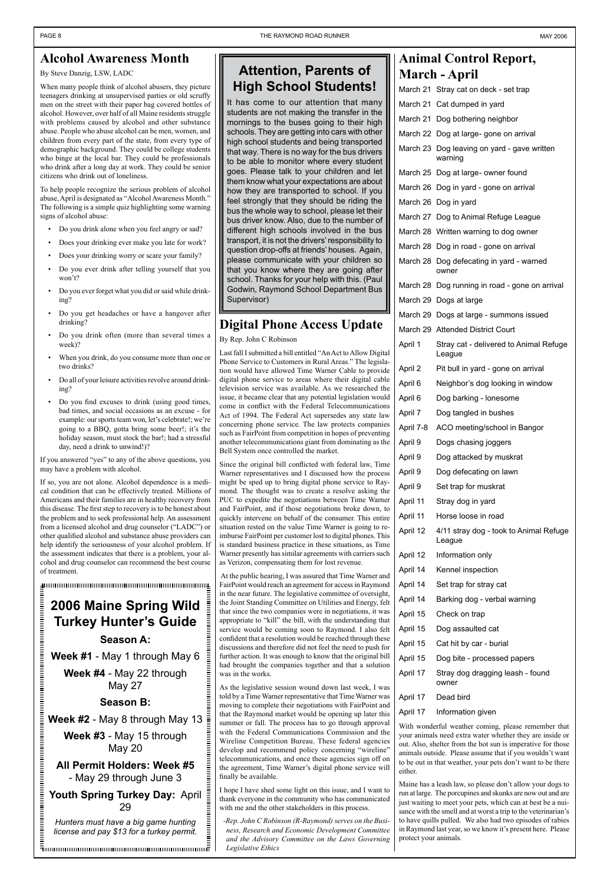## Alcohol Awareness Month

By Steve Danzig, LSW, LADC

When many people think of alcohol abusers, they picture teenagers drinking at unsupervised parties or old scruffy men on the street with their paper bag covered bottles of alcohol. However, over half of all Maine residents struggle with problems caused by alcohol and other substance abuse. People who abuse alcohol can be men, women, and children from every part of the state, from every type of demographic background. They could be college students who binge at the local bar. They could be professionals who drink after a long day at work. They could be senior citizens who drink out of loneliness.

To help people recognize the serious problem of alcohol abuse, April is designated as "Alcohol Awareness Month." The following is a simple quiz highlighting some warning signs of alcohol abuse:

- Do you drink alone when you feel angry or sad?
- Does your drinking ever make you late for work?
- Does your drinking worry or scare your family?
- Do you ever drink after telling yourself that you won't?
- Do you ever forget what you did or said while drinking?
- Do you get headaches or have a hangover after drinking?
- Do you drink often (more than several times a week)?
- When you drink, do you consume more than one or two drinks?
- Do all of your leisure activities revolve around drinking?
- Do you find excuses to drink (using good times, bad times, and social occasions as an excuse - for example: our sports team won, let's celebrate!; we're going to a BBQ, gotta bring some beer!; it's the holiday season, must stock the bar!; had a stressful day, need a drink to unwind!)?

If you answered "yes" to any of the above questions, you may have a problem with alcohol.

If so, you are not alone. Alcohol dependence is a medical condition that can be effectively treated. Millions of Americans and their families are in healthy recovery from this disease. The first step to recovery is to be honest about the problem and to seek professional help. An assessment from a licensed alcohol and drug counselor ("LADC") or other qualified alcohol and substance abuse providers can help identify the seriousness of your alcohol problem. If the assessment indicates that there is a problem, your alcohol and drug counselor can recommend the best course of treatment.

## 2006 Maine Spring Wild Turkey Hunter's Guide

**Season A:**

**Week #1** - May 1 through May 6

**Week #4** - May 22 through May 27

**Season B:**

**Week #2** - May 8 through May 13

**Week #3** - May 15 through May 20

**All Permit Holders: Week #5** - May 29 through June 3

**Youth Spring Turkey Day:** April 29

*Hunters must have a big game hunting license and pay $13 for a turkey permit.*

## Attention, Parents of High School Students!

It has come to our attention that many students are not making the transfer in the mornings to the buses going to their high schools. They are getting into cars with other high school students and being transported that way. There is no way for the bus drivers to be able to monitor where every student goes. Please talk to your children and let them know what your expectations are about how they are transported to school. If you feel strongly that they should be riding the bus the whole way to school, please let their bus driver know. Also, due to the number of different high schools involved in the bus transport, it is not the drivers' responsibility to question drop-offs at friends' houses. Again, please communicate with your children so that you know where they are going after school. Thanks for your help with this. (Paul Godwin, Raymond School Department Bus Supervisor)

## Digital Phone Access Update

By Rep. John C Robinson

Last fall I submitted a bill entitled "An Act to Allow Digital Phone Service to Customers in Rural Areas." The legislation would have allowed Time Warner Cable to provide digital phone service to areas where their digital cable television service was available. As we researched the issue, it became clear that any potential legislation would come in conflict with the Federal Telecommunications Act of 1994. The Federal Act supersedes any state law concerning phone service. The law protects companies such as FairPoint from competition in hopes of preventing another telecommunications giant from dominating as the Bell System once controlled the market.

Since the original bill conflicted with federal law, Time Warner representatives and I discussed how the process might be sped up to bring digital phone service to Raymond. The thought was to create a resolve asking the PUC to expedite the negotiations between Time Warner and FairPoint, and if those negotiations broke down, to quickly intervene on behalf of the consumer. This entire situation rested on the value Time Warner is going to reimburse FairPoint per customer lost to digital phones. This is standard business practice in these situations, as Time Warner presently has similar agreements with carriers such as Verizon, compensating them for lost revenue.

At the public hearing, I was assured that Time Warner and FairPoint would reach an agreement for access in Raymond in the near future. The legislative committee of oversight, the Joint Standing Committee on Utilities and Energy, felt that since the two companies were in negotiations, it was appropriate to "kill" the bill, with the understanding that service would be coming soon to Raymond. I also felt confident that a resolution would be reached through these discussions and therefore did not feel the need to push for further action. It was enough to know that the original bill had brought the companies together and that a solution was in the works.

As the legislative session wound down last week, I was told by a Time Warner representative that Time Warner was moving to complete their negotiations with FairPoint and that the Raymond market would be opening up later this summer or fall. The process has to go through approval with the Federal Communications Commission and the Wireline Competition Bureau. These federal agencies develop and recommend policy concerning "wireline" telecommunications, and once these agencies sign off on the agreement, Time Warner's digital phone service will finally be available.

I hope I have shed some light on this issue, and I want to thank everyone in the community who has communicated with me and the other stakeholders in this process.

*-Rep. John C Robinson (R-Raymond) serves on the Business, Research and Economic Development Committee and the Advisory Committee on the Laws Governing Legislative Ethics*

## Animal Control Report, March - April

| Date | Report |
|---|---|
| March 21 | Stray cat on deck - set trap |
| March 21 | Cat dumped in yard |
| March 21 | Dog bothering neighbor |
| March 22 | Dog at large- gone on arrival |
| March 23 | Dog leaving on yard - gave written warning |
| March 25 | Dog at large- owner found |
| March 26 | Dog in yard - gone on arrival |
| March 26 | Dog in yard |
| March 27 | Dog to Animal Refuge League |
| March 28 | Written warning to dog owner |
| March 28 | Dog in road - gone on arrival |
| March 28 | Dog defecating in yard - warned owner |
| March 28 | Dog running in road - gone on arrival |
| March 29 | Dogs at large |
| March 29 | Dogs at large - summons issued |
| March 29 | Attended District Court |
| April 1 | Stray cat - delivered to Animal Refuge League |
| April 2 | Pit bull in yard - gone on arrival |
| April 6 | Neighbor's dog looking in window |
| April 6 | Dog barking - lonesome |
| April 7 | Dog tangled in bushes |
| April 7-8 | ACO meeting/school in Bangor |
| April 9 | Dogs chasing joggers |
| April 9 | Dog attacked by muskrat |
| April 9 | Dog defecating on lawn |
| April 9 | Set trap for muskrat |
| April 11 | Stray dog in yard |
| April 11 | Horse loose in road |
| April 12 | 4/11 stray dog - took to Animal Refuge League |
| April 12 | Information only |
| April 14 | Kennel inspection |
| April 14 | Set trap for stray cat |
| April 14 | Barking dog - verbal warning |
| April 15 | Check on trap |
| April 15 | Dog assaulted cat |
| April 15 | Cat hit by car - burial |
| April 15 | Dog bite - processed papers |
| April 17 | Stray dog dragging leash - found owner |
| April 17 | Dead bird |
| April 17 | Information given |

With wonderful weather coming, please remember that your animals need extra water whether they are inside or out. Also, shelter from the hot sun is imperative for those animals outside. Please assume that if you wouldn't want to be out in that weather, your pets don't want to be there either.

Maine has a leash law, so please don't allow your dogs to run at large. The porcupines and skunks are now out and are just waiting to meet your pets, which can at best be a nuisance with the smell and at worst a trip to the veterinarian's to have quills pulled. We also had two episodes of rabies in Raymond last year, so we know it's present here. Please protect your animals.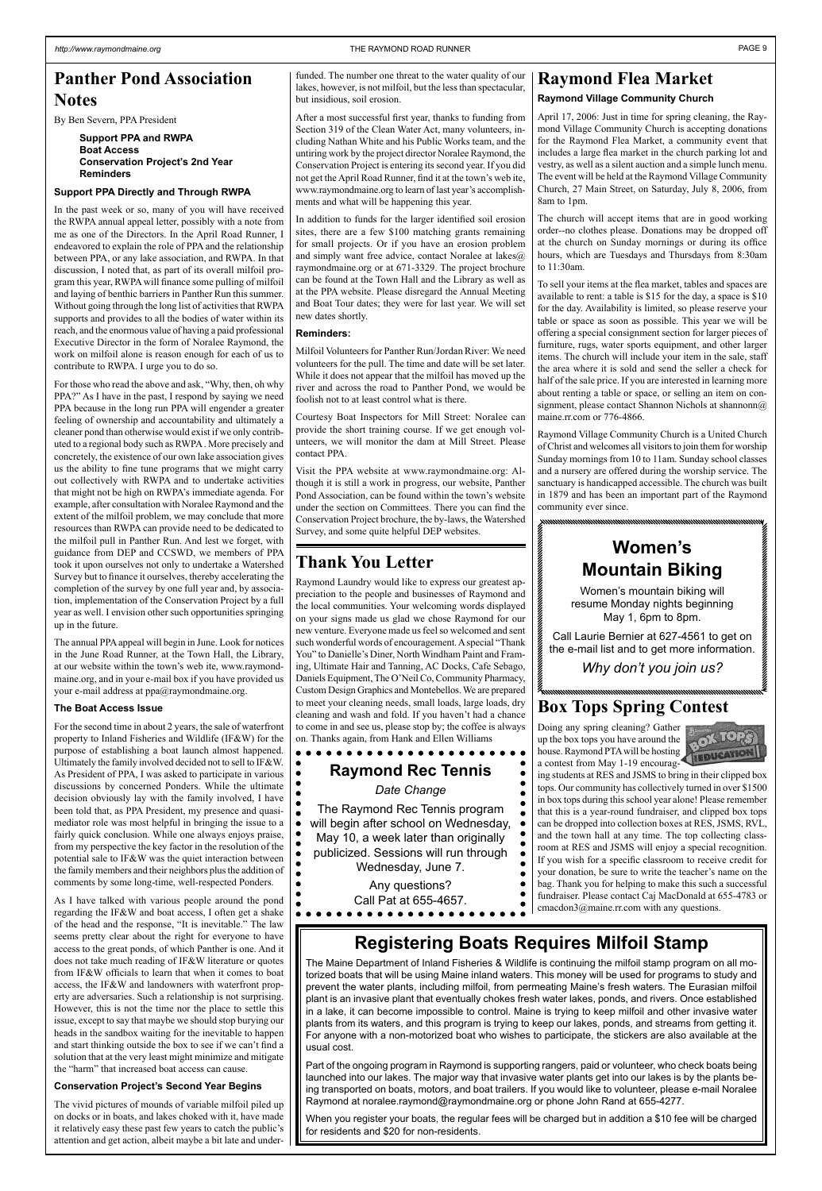## Panther Pond Association Notes

By Ben Severn, PPA President

**Support PPA and RWPA**
**Boat Access**
**Conservation Project's 2nd Year**
**Reminders**

### Support PPA Directly and Through RWPA

In the past week or so, many of you will have received the RWPA annual appeal letter, possibly with a note from me as one of the Directors. In the April Road Runner, I endeavored to explain the role of PPA and the relationship between PPA, or any lake association, and RWPA. In that discussion, I noted that, as part of its overall milfoil program this year, RWPA will finance some pulling of milfoil and laying of benthic barriers in Panther Run this summer. Without going through the long list of activities that RWPA supports and provides to all the bodies of water within its reach, and the enormous value of having a paid professional Executive Director in the form of Noralee Raymond, the work on milfoil alone is reason enough for each of us to contribute to RWPA. I urge you to do so.

For those who read the above and ask, "Why, then, oh why PPA?" As I have in the past, I respond by saying we need PPA because in the long run PPA will engender a greater feeling of ownership and accountability and ultimately a cleaner pond than otherwise would exist if we only contributed to a regional body such as RWPA. More precisely and concretely, the existence of our own lake association gives us the ability to fine tune programs that we might carry out collectively with RWPA and to undertake activities that might not be high on RWPA's immediate agenda. For example, after consultation with Noralee Raymond and the extent of the milfoil problem, we may conclude that more resources than RWPA can provide need to be dedicated to the milfoil pull in Panther Run. And lest we forget, with guidance from DEP and CCSWD, we members of PPA took it upon ourselves not only to undertake a Watershed Survey but to finance it ourselves, thereby accelerating the completion of the survey by one full year and, by association, implementation of the Conservation Project by a full year as well. I envision other such opportunities springing up in the future.

The annual PPA appeal will begin in June. Look for notices in the June Road Runner, at the Town Hall, the Library, at our website within the town's web site, www.raymondmaine.org, and in your e-mail box if you have provided us your e-mail address at ppa@raymondmaine.org.

### The Boat Access Issue

For the second time in about 2 years, the sale of waterfront property to Inland Fisheries and Wildlife (IF&W) for the purpose of establishing a boat launch almost happened. Ultimately the family involved decided not to sell to IF&W. As President of PPA, I was asked to participate in various discussions by concerned Ponders. While the ultimate decision obviously lay with the family involved, I have been told that, as PPA President, my presence and quasi-mediator role was most helpful in bringing the issue to a fairly quick conclusion. While one always enjoys praise, from my perspective the key factor in the resolution of the potential sale to IF&W was the quiet interaction between the family members and their neighbors plus the addition of comments by some long-time, well-respected Ponders.

As I have talked with various people around the pond regarding the IF&W and boat access, I often get a shake of the head and the response, "It is inevitable." The law seems pretty clear about the right for everyone to have access to the great ponds, of which Panther is one. And it does not take much reading of IF&W literature or quotes from IF&W officials to learn that when it comes to boat access, the IF&W and landowners with waterfront property are adversaries. Such a relationship is not surprising. However, this is not the time nor the place to settle this issue, except to say that maybe we should stop burying our heads in the sandbox waiting for the inevitable to happen and start thinking outside the box to see if we can't find a solution that at the very least might minimize and mitigate the "harm" that increased boat access can cause.

### Conservation Project's Second Year Begins

The vivid pictures of mounds of variable milfoil piled up on docks or in boats, and lakes choked with it, have made it relatively easy these past few years to catch the public's attention and get action, albeit maybe a bit late and underfunded. The number one threat to the water quality of our lakes, however, is not milfoil, but the less than spectacular, but insidious, soil erosion.

After a most successful first year, thanks to funding from Section 319 of the Clean Water Act, many volunteers, including Nathan White and his Public Works team, and the untiring work by the project director Noralee Raymond, the Conservation Project is entering its second year. If you did not get the April Road Runner, find it at the town's web site, www.raymondmaine.org to learn of last year's accomplishments and what will be happening this year.

In addition to funds for the larger identified soil erosion sites, there are a few $100 matching grants remaining for small projects. Or if you have an erosion problem and simply want free advice, contact Noralee at lakes@raymondmaine.org or at 671-3329. The project brochure can be found at the Town Hall and the Library as well as at the PPA website. Please disregard the Annual Meeting and Boat Tour dates; they were for last year. We will set new dates shortly.

### Reminders:

Milfoil Volunteers for Panther Run/Jordan River: We need volunteers for the pull. The time and date will be set later. While it does not appear that the milfoil has moved up the river and across the road to Panther Pond, we would be foolish not to at least control what is there.

Courtesy Boat Inspectors for Mill Street: Noralee can provide the short training course. If we get enough volunteers, we will monitor the dam at Mill Street. Please contact PPA.

Visit the PPA website at www.raymondmaine.org: Although it is still a work in progress, our website, Panther Pond Association, can be found within the town's website under the section on Committees. There you can find the Conservation Project brochure, the by-laws, the Watershed Survey, and some quite helpful DEP websites.

## Thank You Letter

Raymond Laundry would like to express our greatest appreciation to the people and businesses of Raymond and the local communities. Your welcoming words displayed on your signs made us glad we chose Raymond for our new venture. Everyone made us feel so welcomed and sent such wonderful words of encouragement. A special "Thank You" to Danielle's Diner, North Windham Paint and Framing, Ultimate Hair and Tanning, AC Docks, Cafe Sebago, Daniels Equipment, The O'Neil Co, Community Pharmacy, Custom Design Graphics and Montebellos. We are prepared to meet your cleaning needs, small loads, large loads, dry cleaning and wash and fold. If you haven't had a chance to come in and see us, please stop by; the coffee is always on. Thanks again, from Hank and Ellen Williams

## Raymond Rec Tennis

*Date Change*

The Raymond Rec Tennis program will begin after school on Wednesday, May 10, a week later than originally publicized. Sessions will run through Wednesday, June 7.

Any questions?
Call Pat at 655-4657.

## Raymond Flea Market

**Raymond Village Community Church**

April 17, 2006: Just in time for spring cleaning, the Raymond Village Community Church is accepting donations for the Raymond Flea Market, a community event that includes a large flea market in the church parking lot and vestry, as well as a silent auction and a simple lunch menu. The event will be held at the Raymond Village Community Church, 27 Main Street, on Saturday, July 8, 2006, from 8am to 1pm.

The church will accept items that are in good working order--no clothes please. Donations may be dropped off at the church on Sunday mornings or during its office hours, which are Tuesdays and Thursdays from 8:30am to 11:30am.

To sell your items at the flea market, tables and spaces are available to rent: a table is $15 for the day, a space is $10 for the day. Availability is limited, so please reserve your table or space as soon as possible. This year we will be offering a special consignment section for larger pieces of furniture, rugs, water sports equipment, and other larger items. The church will include your item in the sale, staff the area where it is sold and send the seller a check for half of the sale price. If you are interested in learning more about renting a table or space, or selling an item on consignment, please contact Shannon Nichols at shannonn@maine.rr.com or 776-4866.

Raymond Village Community Church is a United Church of Christ and welcomes all visitors to join them for worship Sunday mornings from 10 to 11am. Sunday school classes and a nursery are offered during the worship service. The sanctuary is handicapped accessible. The church was built in 1879 and has been an important part of the Raymond community ever since.

## Women's Mountain Biking

Women's mountain biking will resume Monday nights beginning May 1, 6pm to 8pm.

Call Laurie Bernier at 627-4561 to get on the e-mail list and to get more information.

*Why don't you join us?*

## Box Tops Spring Contest

Doing any spring cleaning? Gather up the box tops you have around the house. Raymond PTA will be hosting a contest from May 1-19 encouraging students at RES and JSMS to bring in their clipped box tops. Our community has collectively turned in over $1500 in box tops during this school year alone! Please remember that this is a year-round fundraiser, and clipped box tops can be dropped into collection boxes at RES, JSMS, RVL, and the town hall at any time. The top collecting classroom at RES and JSMS will enjoy a special recognition. If you wish for a specific classroom to receive credit for your donation, be sure to write the teacher's name on the bag. Thank you for helping to make this such a successful fundraiser. Please contact Caj MacDonald at 655-4783 or cmacdon3@maine.rr.com with any questions.

## Registering Boats Requires Milfoil Stamp

The Maine Department of Inland Fisheries & Wildlife is continuing the milfoil stamp program on all motorized boats that will be using Maine inland waters. This money will be used for programs to study and prevent the water plants, including milfoil, from permeating Maine's fresh waters. The Eurasian milfoil plant is an invasive plant that eventually chokes fresh water lakes, ponds, and rivers. Once established in a lake, it can become impossible to control. Maine is trying to keep milfoil and other invasive water plants from its waters, and this program is trying to keep our lakes, ponds, and streams from getting it. For anyone with a non-motorized boat who wishes to participate, the stickers are also available at the usual cost.

Part of the ongoing program in Raymond is supporting rangers, paid or volunteer, who check boats being launched into our lakes. The major way that invasive water plants get into our lakes is by the plants being transported on boats, motors, and boat trailers. If you would like to volunteer, please e-mail Noralee Raymond at noralee.raymond@raymondmaine.org or phone John Rand at 655-4277.

When you register your boats, the regular fees will be charged but in addition a $10 fee will be charged for residents and $20 for non-residents.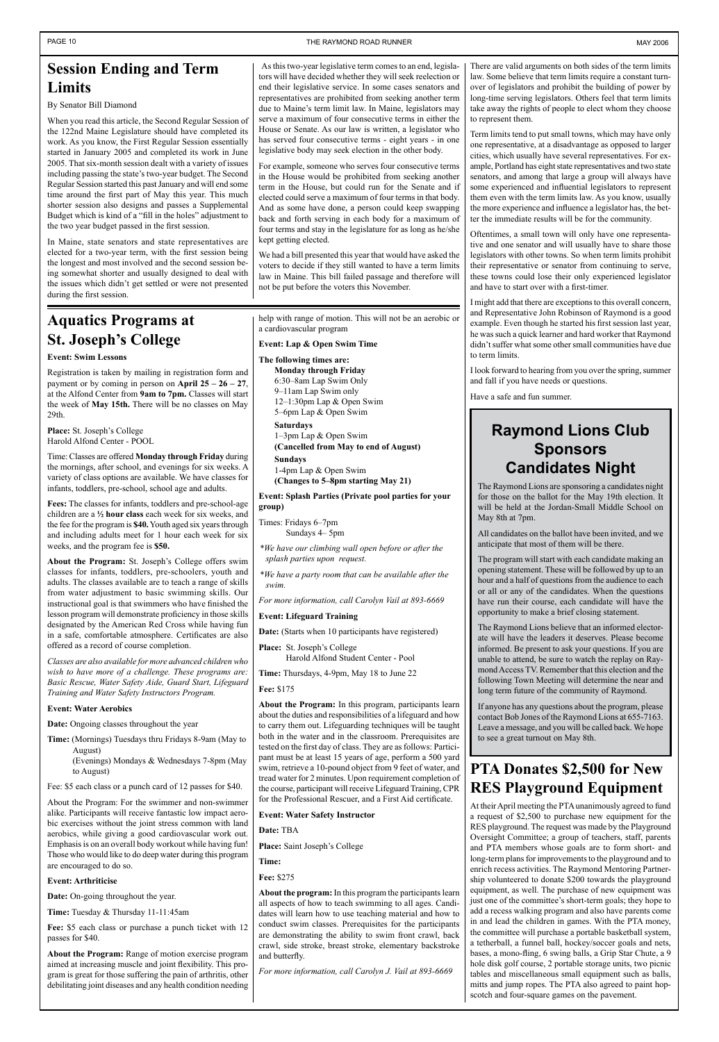## Session Ending and Term Limits

By Senator Bill Diamond

When you read this article, the Second Regular Session of the 122nd Maine Legislature should have completed its work. As you know, the First Regular Session essentially started in January 2005 and completed its work in June 2005. That six-month session dealt with a variety of issues including passing the state's two-year budget. The Second Regular Session started this past January and will end some time around the first part of May this year. This much shorter session also designs and passes a Supplemental Budget which is kind of a "fill in the holes" adjustment to the two year budget passed in the first session.

In Maine, state senators and state representatives are elected for a two-year term, with the first session being the longest and most involved and the second session being somewhat shorter and usually designed to deal with the issues which didn't get settled or were not presented during the first session.

As this two-year legislative term comes to an end, legislators will have decided whether they will seek reelection or end their legislative service. In some cases senators and representatives are prohibited from seeking another term due to Maine's term limit law. In Maine, legislators may serve a maximum of four consecutive terms in either the House or Senate. As our law is written, a legislator who has served four consecutive terms - eight years - in one legislative body may seek election in the other body.

For example, someone who serves four consecutive terms in the House would be prohibited from seeking another term in the House, but could run for the Senate and if elected could serve a maximum of four terms in that body. And as some have done, a person could keep swapping back and forth serving in each body for a maximum of four terms and stay in the legislature for as long as he/she kept getting elected.

We had a bill presented this year that would have asked the voters to decide if they still wanted to have a term limits law in Maine. This bill failed passage and therefore will not be put before the voters this November.

There are valid arguments on both sides of the term limits law. Some believe that term limits require a constant turnover of legislators and prohibit the building of power by long-time serving legislators. Others feel that term limits take away the rights of people to elect whom they choose to represent them.

Term limits tend to put small towns, which may have only one representative, at a disadvantage as opposed to larger cities, which usually have several representatives. For example, Portland has eight state representatives and two state senators, and among that large a group will always have some experienced and influential legislators to represent them even with the term limits law. As you know, usually the more experience and influence a legislator has, the better the immediate results will be for the community.

Oftentimes, a small town will only have one representative and one senator and will usually have to share those legislators with other towns. So when term limits prohibit their representative or senator from continuing to serve, these towns could lose their only experienced legislator and have to start over with a first-timer.

I might add that there are exceptions to this overall concern, and Representative John Robinson of Raymond is a good example. Even though he started his first session last year, he was such a quick learner and hard worker that Raymond didn't suffer what some other small communities have due to term limits.

I look forward to hearing from you over the spring, summer and fall if you have needs or questions.

Have a safe and fun summer.

## Aquatics Programs at St. Joseph's College

**Event: Swim Lessons**

Registration is taken by mailing in registration form and payment or by coming in person on **April 25 – 26 – 27**, at the Alfond Center from **9am to 7pm.** Classes will start the week of **May 15th.** There will be no classes on May 29th.

**Place:** St. Joseph's College
Harold Alfond Center - POOL

Time: Classes are offered **Monday through Friday** during the mornings, after school, and evenings for six weeks. A variety of class options are available. We have classes for infants, toddlers, pre-school, school age and adults.

**Fees:** The classes for infants, toddlers and pre-school-age children are a **½ hour class** each week for six weeks, and the fee for the program is **$40.** Youth aged six years through and including adults meet for 1 hour each week for six weeks, and the program fee is **$50.**

**About the Program:** St. Joseph's College offers swim classes for infants, toddlers, pre-schoolers, youth and adults. The classes available are to teach a range of skills from water adjustment to basic swimming skills. Our instructional goal is that swimmers who have finished the lesson program will demonstrate proficiency in those skills designated by the American Red Cross while having fun in a safe, comfortable atmosphere. Certificates are also offered as a record of course completion.

*Classes are also available for more advanced children who wish to have more of a challenge. These programs are: Basic Rescue, Water Safety Aide, Guard Start, Lifeguard Training and Water Safety Instructors Program.*

**Event: Water Aerobics**

**Date:** Ongoing classes throughout the year

**Time:** (Mornings) Tuesdays thru Fridays 8-9am (May to August)
(Evenings) Mondays & Wednesdays 7-8pm (May to August)

Fee: $5 each class or a punch card of 12 passes for $40.

About the Program: For the swimmer and non-swimmer alike. Participants will receive fantastic low impact aerobic exercises without the joint stress common with land aerobics, while giving a good cardiovascular work out. Emphasis is on an overall body workout while having fun! Those who would like to do deep water during this program are encouraged to do so.

**Event: Arthriticise**

**Date:** On-going throughout the year.

**Time:** Tuesday & Thursday 11-11:45am

**Fee:** $5 each class or purchase a punch ticket with 12 passes for $40.

**About the Program:** Range of motion exercise program aimed at increasing muscle and joint flexibility. This program is great for those suffering the pain of arthritis, other debilitating joint diseases and any health condition needing help with range of motion. This will not be an aerobic or a cardiovascular program

**Event: Lap & Open Swim Time**

**The following times are:**

**Monday through Friday**
6:30–8am Lap Swim Only
9–11am Lap Swim only
12–1:30pm Lap & Open Swim
5–6pm Lap & Open Swim

**Saturdays**
1–3pm Lap & Open Swim
**(Cancelled from May to end of August)**

**Sundays**
1-4pm Lap & Open Swim
**(Changes to 5–8pm starting May 21)**

**Event: Splash Parties (Private pool parties for your group)**

Times: Fridays 6–7pm
Sundays 4– 5pm

*\*We have our climbing wall open before or after the splash parties upon request.*

*\*We have a party room that can be available after the swim.*

*For more information, call Carolyn Vail at 893-6669*

**Event: Lifeguard Training**

**Date:** (Starts when 10 participants have registered)

**Place:** St. Joseph's College
Harold Alfond Student Center - Pool

**Time:** Thursdays, 4-9pm, May 18 to June 22

**Fee:** $175

**About the Program:** In this program, participants learn about the duties and responsibilities of a lifeguard and how to carry them out. Lifeguarding techniques will be taught both in the water and in the classroom. Prerequisites are tested on the first day of class. They are as follows: Participant must be at least 15 years of age, perform a 500 yard swim, retrieve a 10-pound object from 9 feet of water, and tread water for 2 minutes. Upon requirement completion of the course, participant will receive Lifeguard Training, CPR for the Professional Rescuer, and a First Aid certificate.

**Event: Water Safety Instructor**

**Date:** TBA

**Place:** Saint Joseph's College

**Time:**

**Fee:** $275

**About the program:** In this program the participants learn all aspects of how to teach swimming to all ages. Candidates will learn how to use teaching material and how to conduct swim classes. Prerequisites for the participants are demonstrating the ability to swim front crawl, back crawl, side stroke, breast stroke, elementary backstroke and butterfly.

*For more information, call Carolyn J. Vail at 893-6669*

## Raymond Lions Club Sponsors Candidates Night

The Raymond Lions are sponsoring a candidates night for those on the ballot for the May 19th election. It will be held at the Jordan-Small Middle School on May 8th at 7pm.

All candidates on the ballot have been invited, and we anticipate that most of them will be there.

The program will start with each candidate making an opening statement. These will be followed by up to an hour and a half of questions from the audience to each or all or any of the candidates. When the questions have run their course, each candidate will have the opportunity to make a brief closing statement.

The Raymond Lions believe that an informed electorate will have the leaders it deserves. Please become informed. Be present to ask your questions. If you are unable to attend, be sure to watch the replay on Raymond Access TV. Remember that this election and the following Town Meeting will determine the near and long term future of the community of Raymond.

If anyone has any questions about the program, please contact Bob Jones of the Raymond Lions at 655-7163. Leave a message, and you will be called back. We hope to see a great turnout on May 8th.

## PTA Donates $2,500 for New RES Playground Equipment

At their April meeting the PTA unanimously agreed to fund a request of $2,500 to purchase new equipment for the RES playground. The request was made by the Playground Oversight Committee; a group of teachers, staff, parents and PTA members whose goals are to form short- and long-term plans for improvements to the playground and to enrich recess activities. The Raymond Mentoring Partnership volunteered to donate $200 towards the playground equipment, as well. The purchase of new equipment was just one of the committee's short-term goals; they hope to add a recess walking program and also have parents come in and lead the children in games. With the PTA money, the committee will purchase a portable basketball system, a tetherball, a funnel ball, hockey/soccer goals and nets, bases, a mono-fling, 6 swing balls, a Grip Star Chute, a 9 hole disk golf course, 2 portable storage units, two picnic tables and miscellaneous small equipment such as balls, mitts and jump ropes. The PTA also agreed to paint hopscotch and four-square games on the pavement.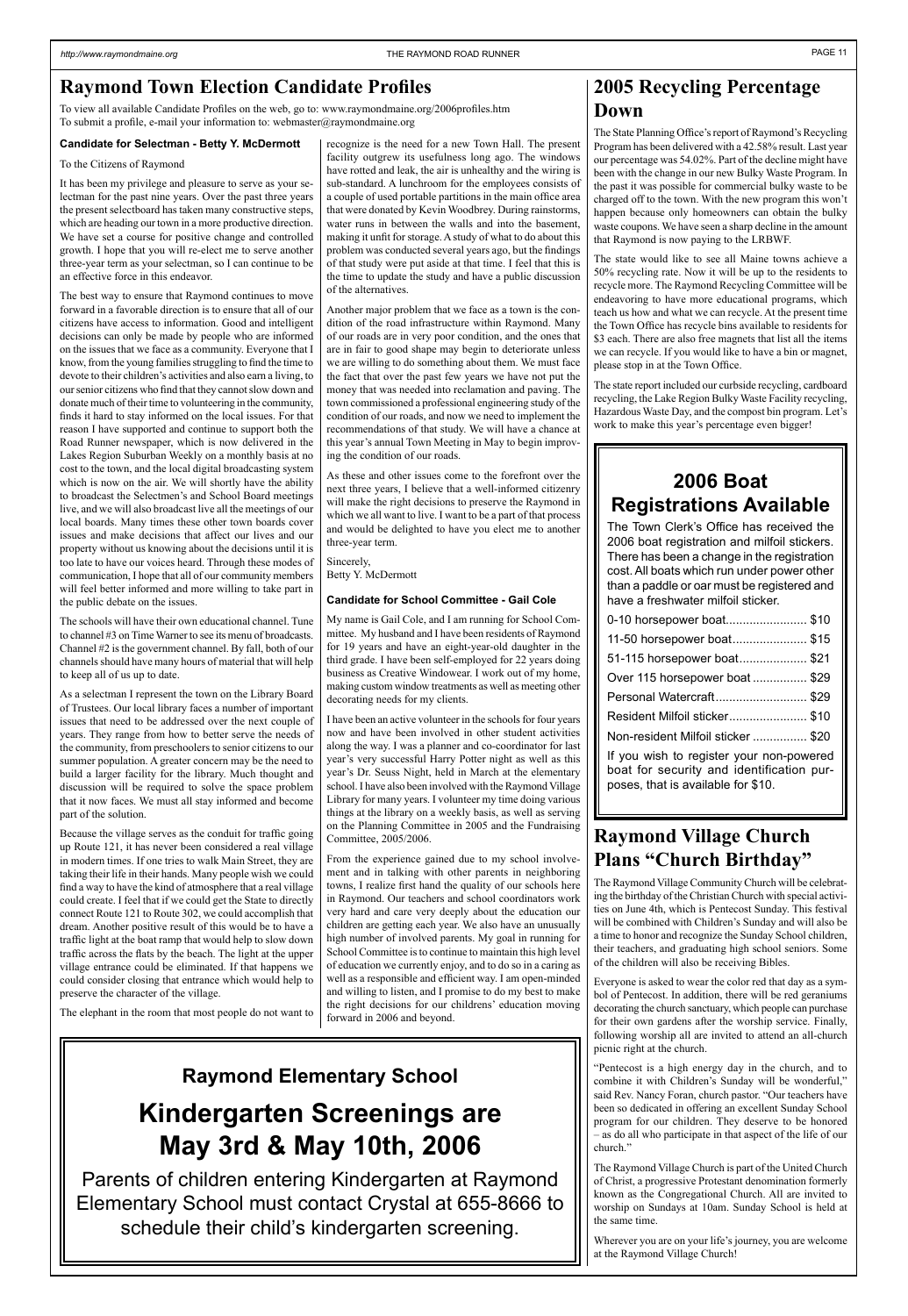# Raymond Town Election Candidate Profiles

To view all available Candidate Profiles on the web, go to: www.raymondmaine.org/2006profiles.htm
To submit a profile, e-mail your information to: webmaster@raymondmaine.org

### Candidate for Selectman - Betty Y. McDermott

To the Citizens of Raymond

It has been my privilege and pleasure to serve as your selectman for the past nine years. Over the past three years the present selectboard has taken many constructive steps, which are heading our town in a more productive direction. We have set a course for positive change and controlled growth. I hope that you will re-elect me to serve another three-year term as your selectman, so I can continue to be an effective force in this endeavor.

The best way to ensure that Raymond continues to move forward in a favorable direction is to ensure that all of our citizens have access to information. Good and intelligent decisions can only be made by people who are informed on the issues that we face as a community. Everyone that I know, from the young families struggling to find the time to devote to their children's activities and also earn a living, to our senior citizens who find that they cannot slow down and donate much of their time to volunteering in the community, finds it hard to stay informed on the local issues. For that reason I have supported and continue to support both the Road Runner newspaper, which is now delivered in the Lakes Region Suburban Weekly on a monthly basis at no cost to the town, and the local digital broadcasting system which is now on the air. We will shortly have the ability to broadcast the Selectmen's and School Board meetings live, and we will also broadcast live all the meetings of our local boards. Many times these other town boards cover issues and make decisions that affect our lives and our property without us knowing about the decisions until it is too late to have our voices heard. Through these modes of communication, I hope that all of our community members will feel better informed and more willing to take part in the public debate on the issues.

The schools will have their own educational channel. Tune to channel #3 on Time Warner to see its menu of broadcasts. Channel #2 is the government channel. By fall, both of our channels should have many hours of material that will help to keep all of us up to date.

As a selectman I represent the town on the Library Board of Trustees. Our local library faces a number of important issues that need to be addressed over the next couple of years. They range from how to better serve the needs of the community, from preschoolers to senior citizens to our summer population. A greater concern may be the need to build a larger facility for the library. Much thought and discussion will be required to solve the space problem that it now faces. We must all stay informed and become part of the solution.

Because the village serves as the conduit for traffic going up Route 121, it has never been considered a real village in modern times. If one tries to walk Main Street, they are taking their life in their hands. Many people wish we could find a way to have the kind of atmosphere that a real village could create. I feel that if we could get the State to directly connect Route 121 to Route 302, we could accomplish that dream. Another positive result of this would be to have a traffic light at the boat ramp that would help to slow down traffic across the flats by the beach. The light at the upper village entrance could be eliminated. If that happens we could consider closing that entrance which would help to preserve the character of the village.

The elephant in the room that most people do not want to recognize is the need for a new Town Hall. The present facility outgrew its usefulness long ago. The windows have rotted and leak, the air is unhealthy and the wiring is sub-standard. A lunchroom for the employees consists of a couple of used portable partitions in the main office area that were donated by Kevin Woodbrey. During rainstorms, water runs in between the walls and into the basement, making it unfit for storage. A study of what to do about this problem was conducted several years ago, but the findings of that study were put aside at that time. I feel that this is the time to update the study and have a public discussion of the alternatives.

Another major problem that we face as a town is the condition of the road infrastructure within Raymond. Many of our roads are in very poor condition, and the ones that are in fair to good shape may begin to deteriorate unless we are willing to do something about them. We must face the fact that over the past few years we have not put the money that was needed into reclamation and paving. The town commissioned a professional engineering study of the condition of our roads, and now we need to implement the recommendations of that study. We will have a chance at this year's annual Town Meeting in May to begin improving the condition of our roads.

As these and other issues come to the forefront over the next three years, I believe that a well-informed citizenry will make the right decisions to preserve the Raymond in which we all want to live. I want to be a part of that process and would be delighted to have you elect me to another three-year term.

Sincerely,
Betty Y. McDermott

### Candidate for School Committee - Gail Cole

My name is Gail Cole, and I am running for School Committee. My husband and I have been residents of Raymond for 19 years and have an eight-year-old daughter in the third grade. I have been self-employed for 22 years doing business as Creative Windowear. I work out of my home, making custom window treatments as well as meeting other decorating needs for my clients.

I have been an active volunteer in the schools for four years now and have been involved in other student activities along the way. I was a planner and co-coordinator for last year's very successful Harry Potter night as well as this year's Dr. Seuss Night, held in March at the elementary school. I have also been involved with the Raymond Village Library for many years. I volunteer my time doing various things at the library on a weekly basis, as well as serving on the Planning Committee in 2005 and the Fundraising Committee, 2005/2006.

From the experience gained due to my school involvement and in talking with other parents in neighboring towns, I realize first hand the quality of our schools here in Raymond. Our teachers and school coordinators work very hard and care very deeply about the education our children are getting each year. We also have an unusually high number of involved parents. My goal in running for School Committee is to continue to maintain this high level of education we currently enjoy, and to do so in a caring as well as a responsible and efficient way. I am open-minded and willing to listen, and I promise to do my best to make the right decisions for our childrens' education moving forward in 2006 and beyond.

## Raymond Elementary School

# Kindergarten Screenings are May 3rd & May 10th, 2006

Parents of children entering Kindergarten at Raymond Elementary School must contact Crystal at 655-8666 to schedule their child's kindergarten screening.

# 2005 Recycling Percentage Down

The State Planning Office's report of Raymond's Recycling Program has been delivered with a 42.58% result. Last year our percentage was 54.02%. Part of the decline might have been with the change in our new Bulky Waste Program. In the past it was possible for commercial bulky waste to be charged off to the town. With the new program this won't happen because only homeowners can obtain the bulky waste coupons. We have seen a sharp decline in the amount that Raymond is now paying to the LRBWF.

The state would like to see all Maine towns achieve a 50% recycling rate. Now it will be up to the residents to recycle more. The Raymond Recycling Committee will be endeavoring to have more educational programs, which teach us how and what we can recycle. At the present time the Town Office has recycle bins available to residents for $3 each. There are also free magnets that list all the items we can recycle. If you would like to have a bin or magnet, please stop in at the Town Office.

The state report included our curbside recycling, cardboard recycling, the Lake Region Bulky Waste Facility recycling, Hazardous Waste Day, and the compost bin program. Let's work to make this year's percentage even bigger!

## 2006 Boat Registrations Available

The Town Clerk's Office has received the 2006 boat registration and milfoil stickers. There has been a change in the registration cost. All boats which run under power other than a paddle or oar must be registered and have a freshwater milfoil sticker.

| Item | Cost |
|---|---|
| 0-10 horsepower boat | $10 |
| 11-50 horsepower boat | $15 |
| 51-115 horsepower boat | $21 |
| Over 115 horsepower boat | $29 |
| Personal Watercraft | $29 |
| Resident Milfoil sticker | $10 |
| Non-resident Milfoil sticker | $20 |

If you wish to register your non-powered boat for security and identification purposes, that is available for $10.

# Raymond Village Church Plans "Church Birthday"

The Raymond Village Community Church will be celebrating the birthday of the Christian Church with special activities on June 4th, which is Pentecost Sunday. This festival will be combined with Children's Sunday and will also be a time to honor and recognize the Sunday School children, their teachers, and graduating high school seniors. Some of the children will also be receiving Bibles.

Everyone is asked to wear the color red that day as a symbol of Pentecost. In addition, there will be red geraniums decorating the church sanctuary, which people can purchase for their own gardens after the worship service. Finally, following worship all are invited to attend an all-church picnic right at the church.

"Pentecost is a high energy day in the church, and to combine it with Children's Sunday will be wonderful," said Rev. Nancy Foran, church pastor. "Our teachers have been so dedicated in offering an excellent Sunday School program for our children. They deserve to be honored – as do all who participate in that aspect of the life of our church."

The Raymond Village Church is part of the United Church of Christ, a progressive Protestant denomination formerly known as the Congregational Church. All are invited to worship on Sundays at 10am. Sunday School is held at the same time.

Wherever you are on your life's journey, you are welcome at the Raymond Village Church!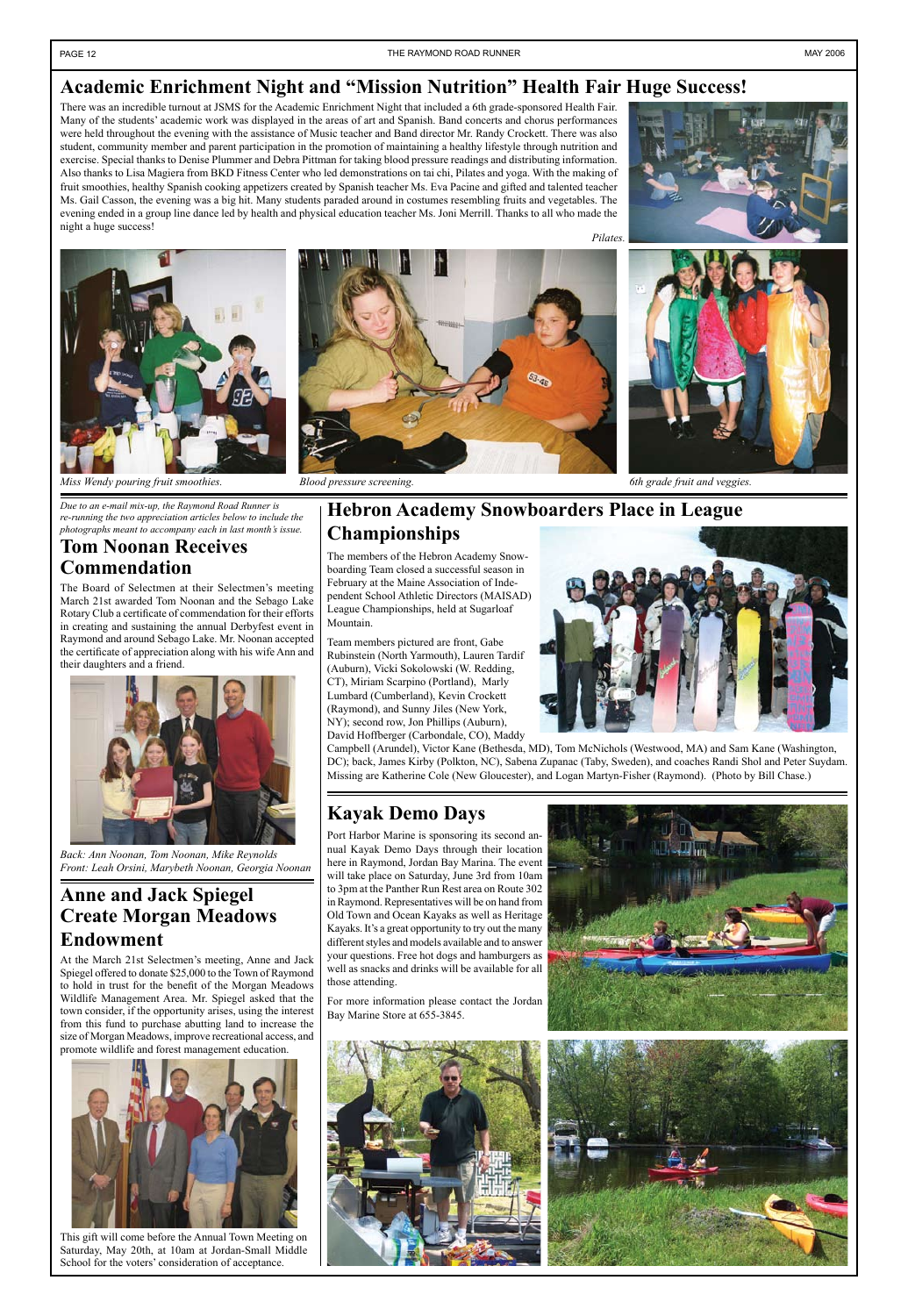## Academic Enrichment Night and "Mission Nutrition" Health Fair Huge Success!

There was an incredible turnout at JSMS for the Academic Enrichment Night that included a 6th grade-sponsored Health Fair. Many of the students' academic work was displayed in the areas of art and Spanish. Band concerts and chorus performances were held throughout the evening with the assistance of Music teacher and Band director Mr. Randy Crockett. There was also student, community member and parent participation in the promotion of maintaining a healthy lifestyle through nutrition and exercise. Special thanks to Denise Plummer and Debra Pittman for taking blood pressure readings and distributing information. Also thanks to Lisa Magiera from BKD Fitness Center who led demonstrations on tai chi, Pilates and yoga. With the making of fruit smoothies, healthy Spanish cooking appetizers created by Spanish teacher Ms. Eva Pacine and gifted and talented teacher Ms. Gail Casson, the evening was a big hit. Many students paraded around in costumes resembling fruits and vegetables. The evening ended in a group line dance led by health and physical education teacher Ms. Joni Merrill. Thanks to all who made the night a huge success!

*Pilates.*

*Miss Wendy pouring fruit smoothies.*

*Blood pressure screening.*

*6th grade fruit and veggies.*

*Due to an e-mail mix-up, the Raymond Road Runner is re-running the two appreciation articles below to include the photographs meant to accompany each in last month's issue.*

## Tom Noonan Receives Commendation

The Board of Selectmen at their Selectmen's meeting March 21st awarded Tom Noonan and the Sebago Lake Rotary Club a certificate of commendation for their efforts in creating and sustaining the annual Derbyfest event in Raymond and around Sebago Lake. Mr. Noonan accepted the certificate of appreciation along with his wife Ann and their daughters and a friend.

*Back: Ann Noonan, Tom Noonan, Mike Reynolds*
*Front: Leah Orsini, Marybeth Noonan, Georgia Noonan*

## Anne and Jack Spiegel Create Morgan Meadows Endowment

At the March 21st Selectmen's meeting, Anne and Jack Spiegel offered to donate $25,000 to the Town of Raymond to hold in trust for the benefit of the Morgan Meadows Wildlife Management Area. Mr. Spiegel asked that the town consider, if the opportunity arises, using the interest from this fund to purchase abutting land to increase the size of Morgan Meadows, improve recreational access, and promote wildlife and forest management education.

This gift will come before the Annual Town Meeting on Saturday, May 20th, at 10am at Jordan-Small Middle School for the voters' consideration of acceptance.

## Hebron Academy Snowboarders Place in League Championships

The members of the Hebron Academy Snowboarding Team closed a successful season in February at the Maine Association of Independent School Athletic Directors (MAISAD) League Championships, held at Sugarloaf Mountain.

Team members pictured are front, Gabe Rubinstein (North Yarmouth), Lauren Tardif (Auburn), Vicki Sokolowski (W. Redding, CT), Miriam Scarpino (Portland), Marly Lumbard (Cumberland), Kevin Crockett (Raymond), and Sunny Jiles (New York, NY); second row, Jon Phillips (Auburn), David Hoffberger (Carbondale, CO), Maddy Campbell (Arundel), Victor Kane (Bethesda, MD), Tom McNichols (Westwood, MA) and Sam Kane (Washington, DC); back, James Kirby (Polkton, NC), Sabena Zupanac (Taby, Sweden), and coaches Randi Shol and Peter Suydam. Missing are Katherine Cole (New Gloucester), and Logan Martyn-Fisher (Raymond). (Photo by Bill Chase.)

## Kayak Demo Days

Port Harbor Marine is sponsoring its second annual Kayak Demo Days through their location here in Raymond, Jordan Bay Marina. The event will take place on Saturday, June 3rd from 10am to 3pm at the Panther Run Rest area on Route 302 in Raymond. Representatives will be on hand from Old Town and Ocean Kayaks as well as Heritage Kayaks. It's a great opportunity to try out the many different styles and models available and to answer your questions. Free hot dogs and hamburgers as well as snacks and drinks will be available for all those attending.

For more information please contact the Jordan Bay Marine Store at 655-3845.